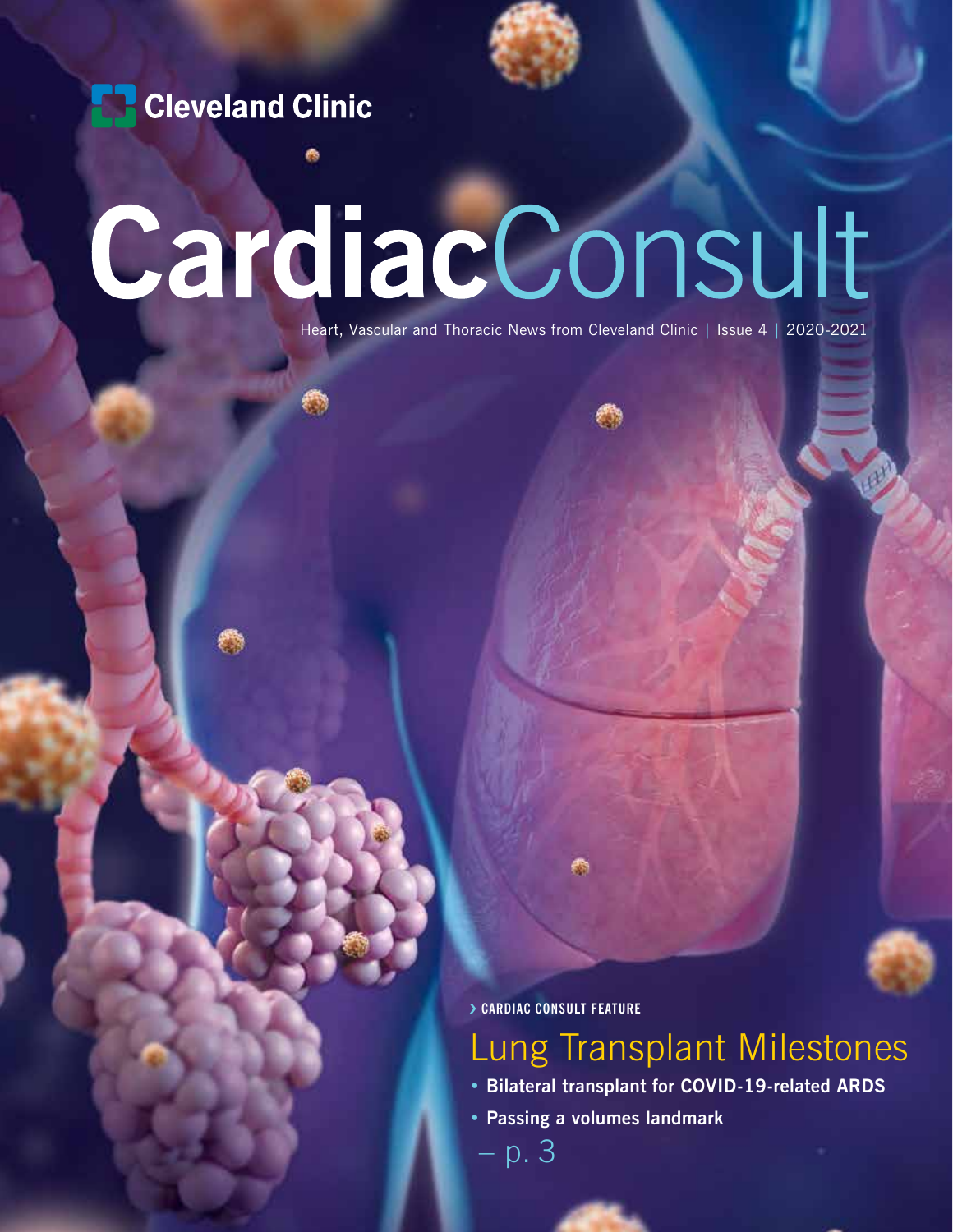Cleveland Clinic

# CardiacConsult

Heart, Vascular and Thoracic News from Cleveland Clinic | Issue 4 | 2020-2021

› CARDIAC CONSULT FEATURE

## Lung Transplant Milestones

- **Bilateral transplant for COVID-19-related ARDS**
- **Passing a volumes landmark**

– p. 3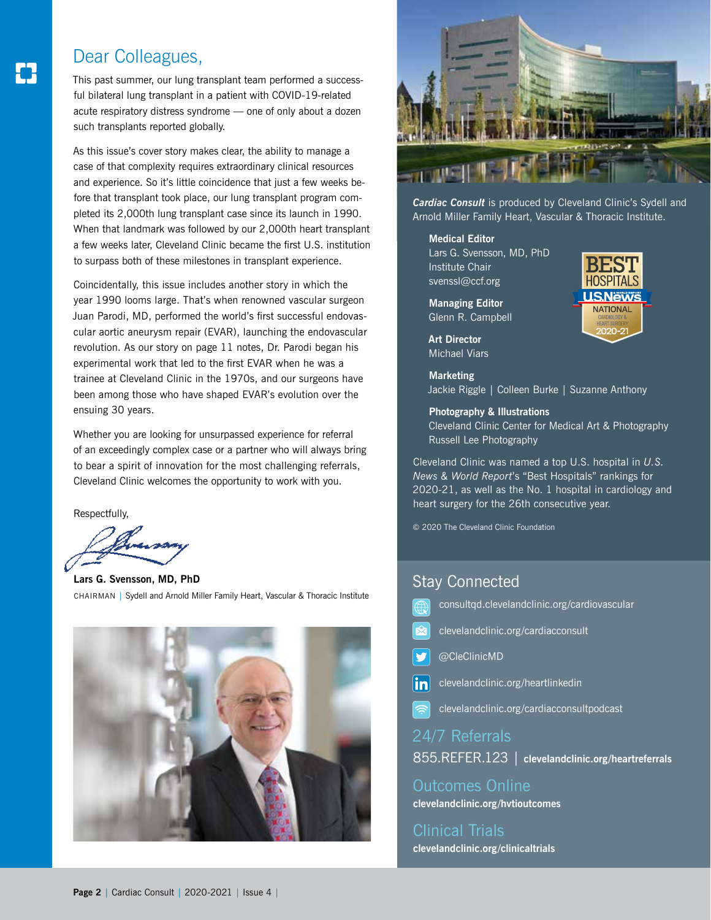# Dear Colleagues,

This past summer, our lung transplant team performed a successful bilateral lung transplant in a patient with COVID-19-related acute respiratory distress syndrome — one of only about a dozen such transplants reported globally.

As this issue's cover story makes clear, the ability to manage a case of that complexity requires extraordinary clinical resources and experience. So it's little coincidence that just a few weeks before that transplant took place, our lung transplant program completed its 2,000th lung transplant case since its launch in 1990. When that landmark was followed by our 2,000th heart transplant a few weeks later, Cleveland Clinic became the first U.S. institution to surpass both of these milestones in transplant experience.

Coincidentally, this issue includes another story in which the year 1990 looms large. That's when renowned vascular surgeon Juan Parodi, MD, performed the world's first successful endovascular aortic aneurysm repair (EVAR), launching the endovascular revolution. As our story on page 11 notes, Dr. Parodi began his experimental work that led to the first EVAR when he was a trainee at Cleveland Clinic in the 1970s, and our surgeons have been among those who have shaped EVAR's evolution over the ensuing 30 years.

Whether you are looking for unsurpassed experience for referral of an exceedingly complex case or a partner who will always bring to bear a spirit of innovation for the most challenging referrals, Cleveland Clinic welcomes the opportunity to work with you.

Respectfully,

**Lars G. Svensson, MD, PhD**
CHAIRMAN | Sydell and Arnold Miller Family Heart, Vascular & Thoracic Institute

***Cardiac Consult*** is produced by Cleveland Clinic's Sydell and Arnold Miller Family Heart, Vascular & Thoracic Institute.

**Medical Editor**
Lars G. Svensson, MD, PhD
Institute Chair
svenssl@ccf.org

**Managing Editor**
Glenn R. Campbell

**Art Director**
Michael Viars

**Marketing**
Jackie Riggle | Colleen Burke | Suzanne Anthony

**Photography & Illustrations**
Cleveland Clinic Center for Medical Art & Photography
Russell Lee Photography

Cleveland Clinic was named a top U.S. hospital in *U.S. News & World Report*'s "Best Hospitals" rankings for 2020-21, as well as the No. 1 hospital in cardiology and heart surgery for the 26th consecutive year.

© 2020 The Cleveland Clinic Foundation

## Stay Connected

- consultqd.clevelandclinic.org/cardiovascular
- clevelandclinic.org/cardiacconsult
- @CleClinicMD
- clevelandclinic.org/heartlinkedin
- clevelandclinic.org/cardiacconsultpodcast

## 24/7 Referrals

855.REFER.123 | **clevelandclinic.org/heartreferrals**

## Outcomes Online

**clevelandclinic.org/hvtioutcomes**

## Clinical Trials

**clevelandclinic.org/clinicaltrials**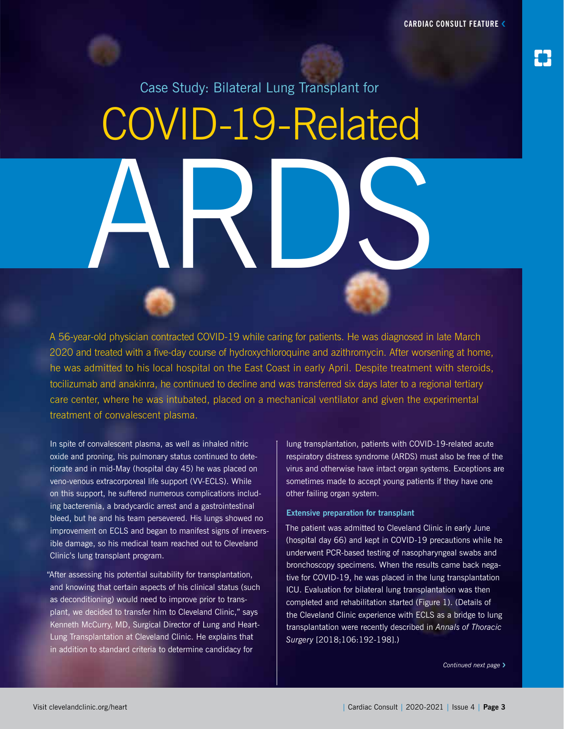Case Study: Bilateral Lung Transplant for

# COVID-19-Related ARDS

A 56-year-old physician contracted COVID-19 while caring for patients. He was diagnosed in late March 2020 and treated with a five-day course of hydroxychloroquine and azithromycin. After worsening at home, he was admitted to his local hospital on the East Coast in early April. Despite treatment with steroids, tocilizumab and anakinra, he continued to decline and was transferred six days later to a regional tertiary care center, where he was intubated, placed on a mechanical ventilator and given the experimental treatment of convalescent plasma.

In spite of convalescent plasma, as well as inhaled nitric oxide and proning, his pulmonary status continued to deteriorate and in mid-May (hospital day 45) he was placed on veno-venous extracorporeal life support (VV-ECLS). While on this support, he suffered numerous complications including bacteremia, a bradycardic arrest and a gastrointestinal bleed, but he and his team persevered. His lungs showed no improvement on ECLS and began to manifest signs of irreversible damage, so his medical team reached out to Cleveland Clinic's lung transplant program.

"After assessing his potential suitability for transplantation, and knowing that certain aspects of his clinical status (such as deconditioning) would need to improve prior to transplant, we decided to transfer him to Cleveland Clinic," says Kenneth McCurry, MD, Surgical Director of Lung and Heart-Lung Transplantation at Cleveland Clinic. He explains that in addition to standard criteria to determine candidacy for lung transplantation, patients with COVID-19-related acute respiratory distress syndrome (ARDS) must also be free of the virus and otherwise have intact organ systems. Exceptions are sometimes made to accept young patients if they have one other failing organ system.

### Extensive preparation for transplant

The patient was admitted to Cleveland Clinic in early June (hospital day 66) and kept in COVID-19 precautions while he underwent PCR-based testing of nasopharyngeal swabs and bronchoscopy specimens. When the results came back negative for COVID-19, he was placed in the lung transplantation ICU. Evaluation for bilateral lung transplantation was then completed and rehabilitation started (Figure 1). (Details of the Cleveland Clinic experience with ECLS as a bridge to lung transplantation were recently described in *Annals of Thoracic Surgery* [2018;106:192-198].)

*Continued next page ›*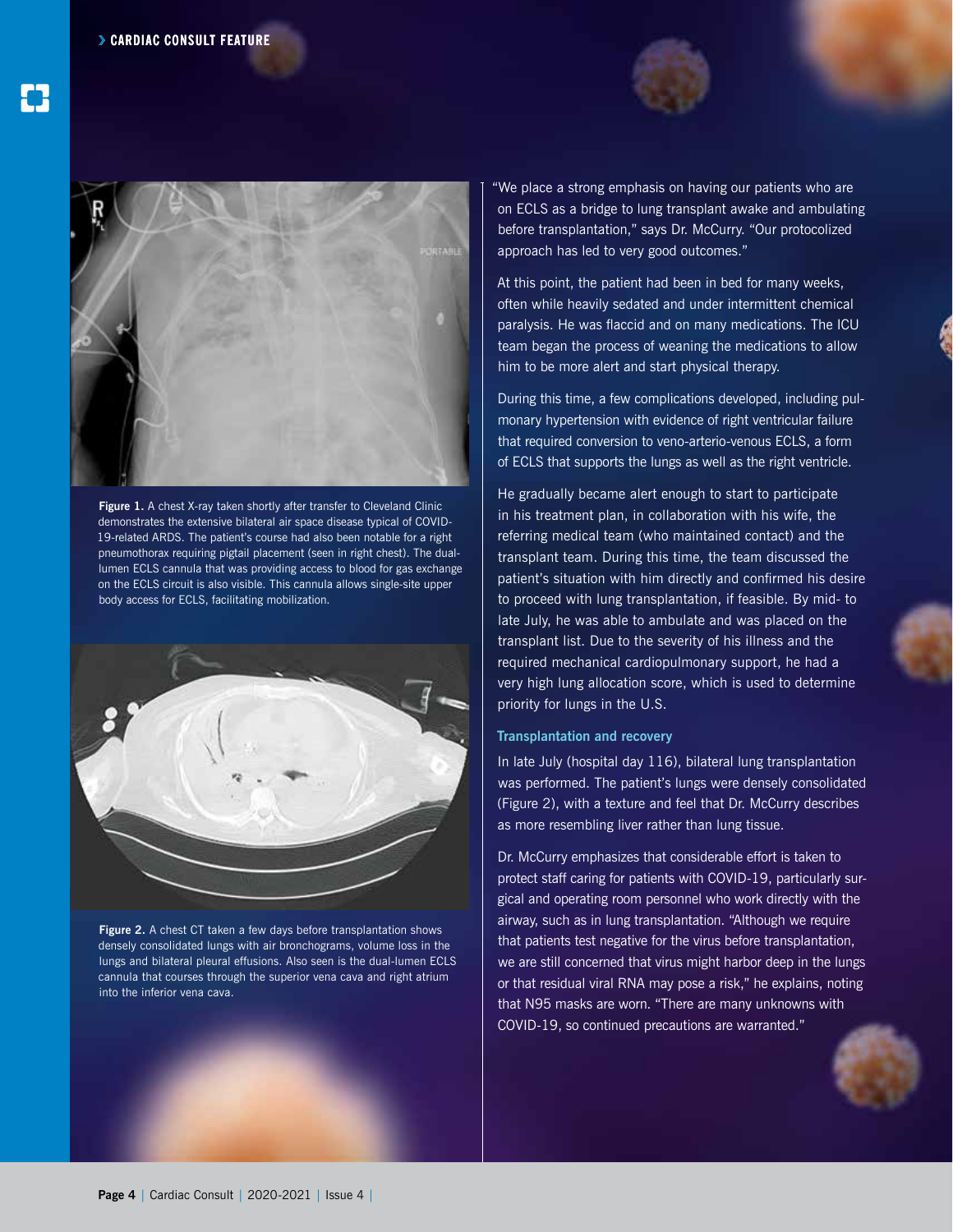Figure 1. A chest X-ray taken shortly after transfer to Cleveland Clinic demonstrates the extensive bilateral air space disease typical of COVID-19-related ARDS. The patient's course had also been notable for a right pneumothorax requiring pigtail placement (seen in right chest). The dual-lumen ECLS cannula that was providing access to blood for gas exchange on the ECLS circuit is also visible. This cannula allows single-site upper body access for ECLS, facilitating mobilization.

Figure 2. A chest CT taken a few days before transplantation shows densely consolidated lungs with air bronchograms, volume loss in the lungs and bilateral pleural effusions. Also seen is the dual-lumen ECLS cannula that courses through the superior vena cava and right atrium into the inferior vena cava.

"We place a strong emphasis on having our patients who are on ECLS as a bridge to lung transplant awake and ambulating before transplantation," says Dr. McCurry. "Our protocolized approach has led to very good outcomes."

At this point, the patient had been in bed for many weeks, often while heavily sedated and under intermittent chemical paralysis. He was flaccid and on many medications. The ICU team began the process of weaning the medications to allow him to be more alert and start physical therapy.

During this time, a few complications developed, including pulmonary hypertension with evidence of right ventricular failure that required conversion to veno-arterio-venous ECLS, a form of ECLS that supports the lungs as well as the right ventricle.

He gradually became alert enough to start to participate in his treatment plan, in collaboration with his wife, the referring medical team (who maintained contact) and the transplant team. During this time, the team discussed the patient's situation with him directly and confirmed his desire to proceed with lung transplantation, if feasible. By mid- to late July, he was able to ambulate and was placed on the transplant list. Due to the severity of his illness and the required mechanical cardiopulmonary support, he had a very high lung allocation score, which is used to determine priority for lungs in the U.S.

### Transplantation and recovery

In late July (hospital day 116), bilateral lung transplantation was performed. The patient's lungs were densely consolidated (Figure 2), with a texture and feel that Dr. McCurry describes as more resembling liver rather than lung tissue.

Dr. McCurry emphasizes that considerable effort is taken to protect staff caring for patients with COVID-19, particularly surgical and operating room personnel who work directly with the airway, such as in lung transplantation. "Although we require that patients test negative for the virus before transplantation, we are still concerned that virus might harbor deep in the lungs or that residual viral RNA may pose a risk," he explains, noting that N95 masks are worn. "There are many unknowns with COVID-19, so continued precautions are warranted."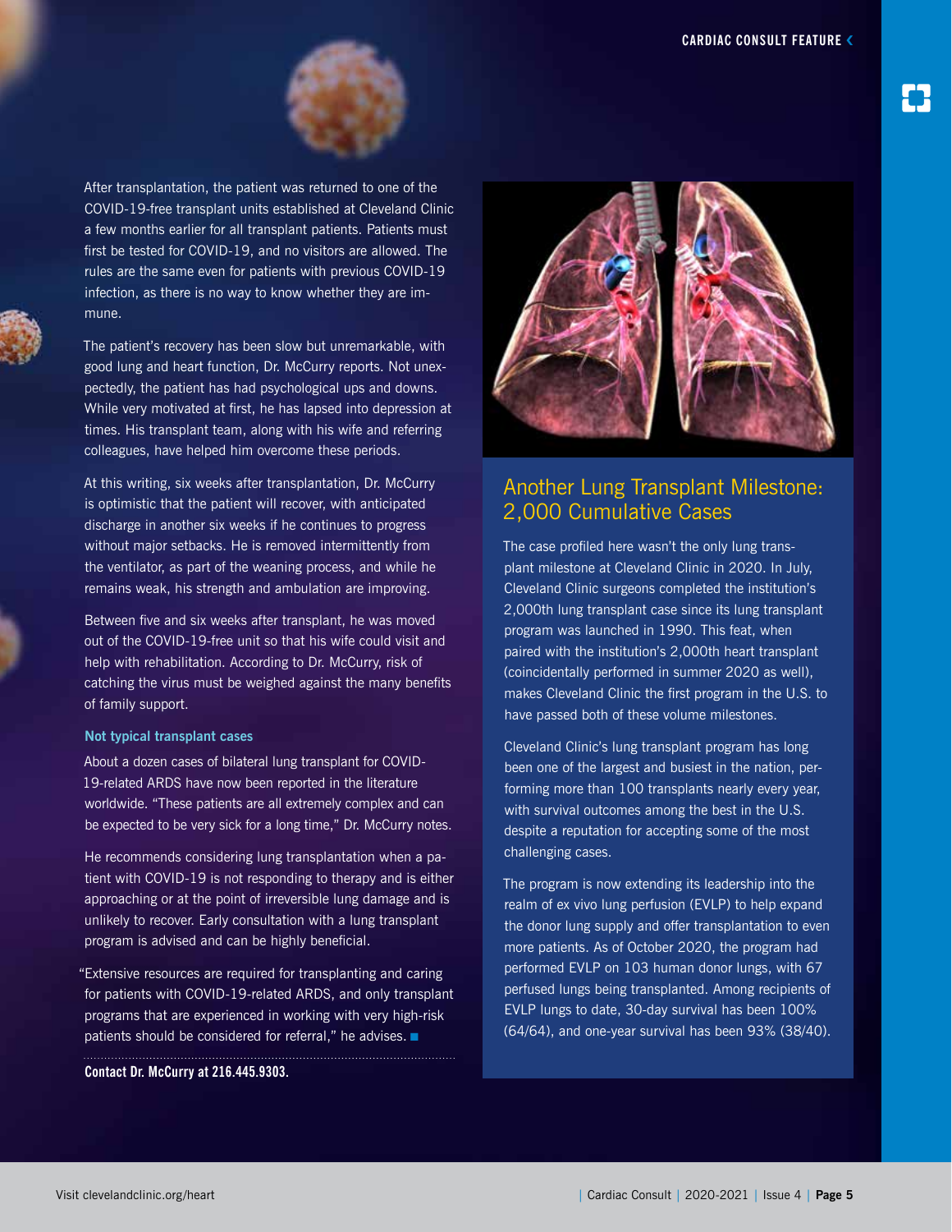After transplantation, the patient was returned to one of the COVID-19-free transplant units established at Cleveland Clinic a few months earlier for all transplant patients. Patients must first be tested for COVID-19, and no visitors are allowed. The rules are the same even for patients with previous COVID-19 infection, as there is no way to know whether they are immune.

The patient's recovery has been slow but unremarkable, with good lung and heart function, Dr. McCurry reports. Not unexpectedly, the patient has had psychological ups and downs. While very motivated at first, he has lapsed into depression at times. His transplant team, along with his wife and referring colleagues, have helped him overcome these periods.

At this writing, six weeks after transplantation, Dr. McCurry is optimistic that the patient will recover, with anticipated discharge in another six weeks if he continues to progress without major setbacks. He is removed intermittently from the ventilator, as part of the weaning process, and while he remains weak, his strength and ambulation are improving.

Between five and six weeks after transplant, he was moved out of the COVID-19-free unit so that his wife could visit and help with rehabilitation. According to Dr. McCurry, risk of catching the virus must be weighed against the many benefits of family support.

### Not typical transplant cases

About a dozen cases of bilateral lung transplant for COVID-19-related ARDS have now been reported in the literature worldwide. "These patients are all extremely complex and can be expected to be very sick for a long time," Dr. McCurry notes.

He recommends considering lung transplantation when a patient with COVID-19 is not responding to therapy and is either approaching or at the point of irreversible lung damage and is unlikely to recover. Early consultation with a lung transplant program is advised and can be highly beneficial.

"Extensive resources are required for transplanting and caring for patients with COVID-19-related ARDS, and only transplant programs that are experienced in working with very high-risk patients should be considered for referral," he advises.

**Contact Dr. McCurry at 216.445.9303.**

## Another Lung Transplant Milestone: 2,000 Cumulative Cases

The case profiled here wasn't the only lung transplant milestone at Cleveland Clinic in 2020. In July, Cleveland Clinic surgeons completed the institution's 2,000th lung transplant case since its lung transplant program was launched in 1990. This feat, when paired with the institution's 2,000th heart transplant (coincidentally performed in summer 2020 as well), makes Cleveland Clinic the first program in the U.S. to have passed both of these volume milestones.

Cleveland Clinic's lung transplant program has long been one of the largest and busiest in the nation, performing more than 100 transplants nearly every year, with survival outcomes among the best in the U.S. despite a reputation for accepting some of the most challenging cases.

The program is now extending its leadership into the realm of ex vivo lung perfusion (EVLP) to help expand the donor lung supply and offer transplantation to even more patients. As of October 2020, the program had performed EVLP on 103 human donor lungs, with 67 perfused lungs being transplanted. Among recipients of EVLP lungs to date, 30-day survival has been 100% (64/64), and one-year survival has been 93% (38/40).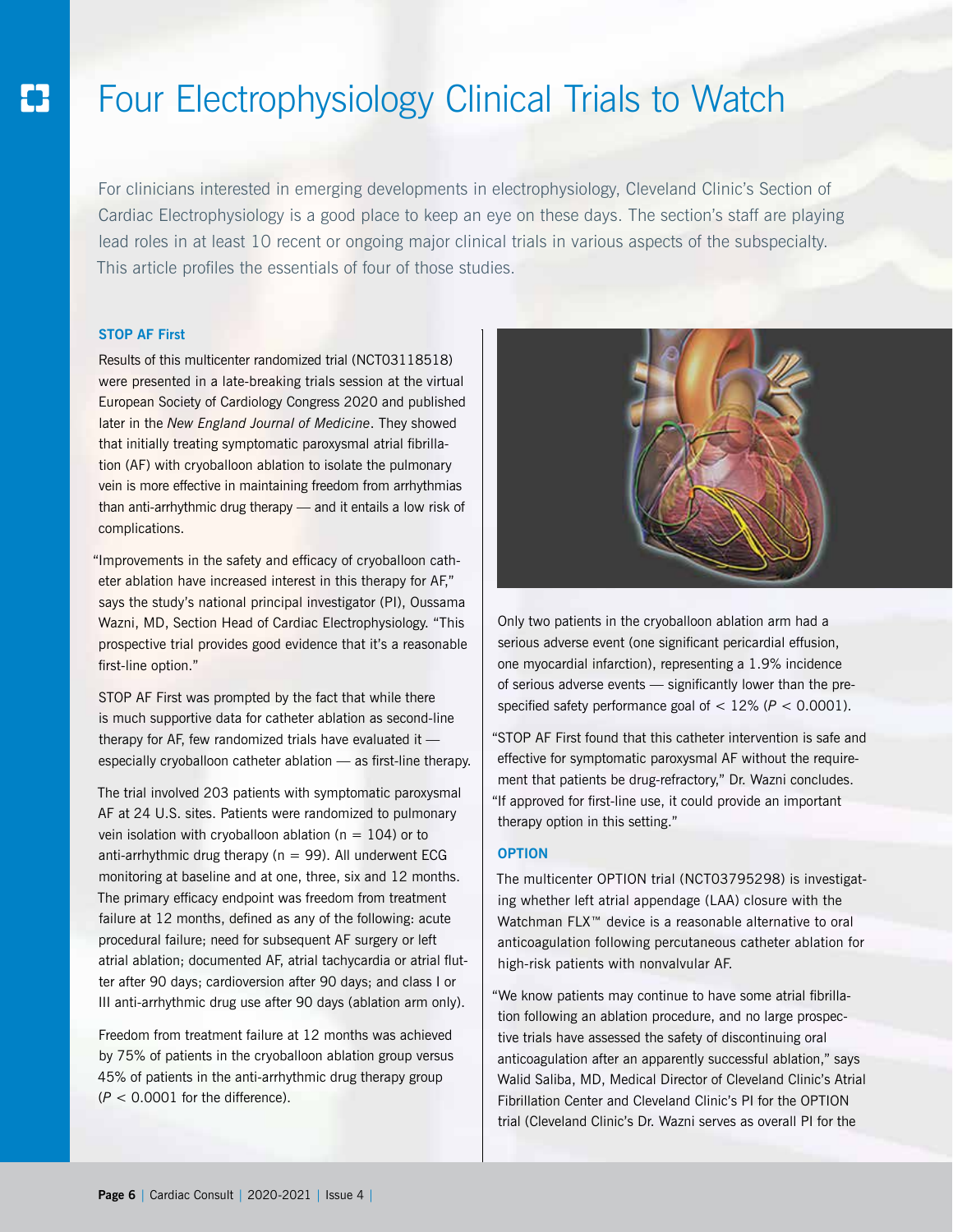# Four Electrophysiology Clinical Trials to Watch

For clinicians interested in emerging developments in electrophysiology, Cleveland Clinic's Section of Cardiac Electrophysiology is a good place to keep an eye on these days. The section's staff are playing lead roles in at least 10 recent or ongoing major clinical trials in various aspects of the subspecialty. This article profiles the essentials of four of those studies.

### STOP AF First

Results of this multicenter randomized trial (NCT03118518) were presented in a late-breaking trials session at the virtual European Society of Cardiology Congress 2020 and published later in the *New England Journal of Medicine*. They showed that initially treating symptomatic paroxysmal atrial fibrillation (AF) with cryoballoon ablation to isolate the pulmonary vein is more effective in maintaining freedom from arrhythmias than anti-arrhythmic drug therapy — and it entails a low risk of complications.

"Improvements in the safety and efficacy of cryoballoon catheter ablation have increased interest in this therapy for AF," says the study's national principal investigator (PI), Oussama Wazni, MD, Section Head of Cardiac Electrophysiology. "This prospective trial provides good evidence that it's a reasonable first-line option."

STOP AF First was prompted by the fact that while there is much supportive data for catheter ablation as second-line therapy for AF, few randomized trials have evaluated it — especially cryoballoon catheter ablation — as first-line therapy.

The trial involved 203 patients with symptomatic paroxysmal AF at 24 U.S. sites. Patients were randomized to pulmonary vein isolation with cryoballoon ablation ($n = 104$) or to anti-arrhythmic drug therapy ($n = 99$). All underwent ECG monitoring at baseline and at one, three, six and 12 months. The primary efficacy endpoint was freedom from treatment failure at 12 months, defined as any of the following: acute procedural failure; need for subsequent AF surgery or left atrial ablation; documented AF, atrial tachycardia or atrial flutter after 90 days; cardioversion after 90 days; and class I or III anti-arrhythmic drug use after 90 days (ablation arm only).

Freedom from treatment failure at 12 months was achieved by 75% of patients in the cryoballoon ablation group versus 45% of patients in the anti-arrhythmic drug therapy group ($P < 0.0001$ for the difference).

Only two patients in the cryoballoon ablation arm had a serious adverse event (one significant pericardial effusion, one myocardial infarction), representing a 1.9% incidence of serious adverse events — significantly lower than the prespecified safety performance goal of $< 12\%$ ($P < 0.0001$).

"STOP AF First found that this catheter intervention is safe and effective for symptomatic paroxysmal AF without the requirement that patients be drug-refractory," Dr. Wazni concludes. "If approved for first-line use, it could provide an important therapy option in this setting."

### OPTION

The multicenter OPTION trial (NCT03795298) is investigating whether left atrial appendage (LAA) closure with the Watchman FLX™ device is a reasonable alternative to oral anticoagulation following percutaneous catheter ablation for high-risk patients with nonvalvular AF.

"We know patients may continue to have some atrial fibrillation following an ablation procedure, and no large prospective trials have assessed the safety of discontinuing oral anticoagulation after an apparently successful ablation," says Walid Saliba, MD, Medical Director of Cleveland Clinic's Atrial Fibrillation Center and Cleveland Clinic's PI for the OPTION trial (Cleveland Clinic's Dr. Wazni serves as overall PI for the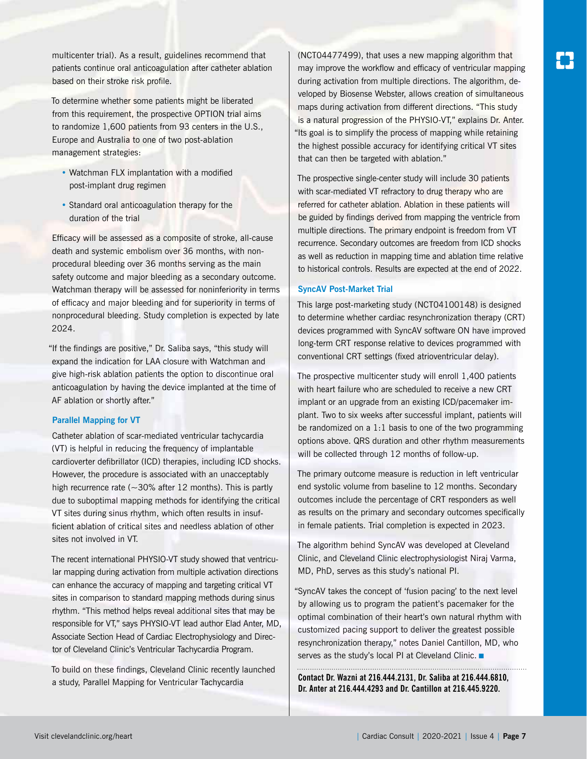multicenter trial). As a result, guidelines recommend that patients continue oral anticoagulation after catheter ablation based on their stroke risk profile.

To determine whether some patients might be liberated from this requirement, the prospective OPTION trial aims to randomize 1,600 patients from 93 centers in the U.S., Europe and Australia to one of two post-ablation management strategies:

- Watchman FLX implantation with a modified post-implant drug regimen
- Standard oral anticoagulation therapy for the duration of the trial

Efficacy will be assessed as a composite of stroke, all-cause death and systemic embolism over 36 months, with non-procedural bleeding over 36 months serving as the main safety outcome and major bleeding as a secondary outcome. Watchman therapy will be assessed for noninferiority in terms of efficacy and major bleeding and for superiority in terms of nonprocedural bleeding. Study completion is expected by late 2024.

"If the findings are positive," Dr. Saliba says, "this study will expand the indication for LAA closure with Watchman and give high-risk ablation patients the option to discontinue oral anticoagulation by having the device implanted at the time of AF ablation or shortly after."

### Parallel Mapping for VT

Catheter ablation of scar-mediated ventricular tachycardia (VT) is helpful in reducing the frequency of implantable cardioverter defibrillator (ICD) therapies, including ICD shocks. However, the procedure is associated with an unacceptably high recurrence rate (~30% after 12 months). This is partly due to suboptimal mapping methods for identifying the critical VT sites during sinus rhythm, which often results in insufficient ablation of critical sites and needless ablation of other sites not involved in VT.

The recent international PHYSIO-VT study showed that ventricular mapping during activation from multiple activation directions can enhance the accuracy of mapping and targeting critical VT sites in comparison to standard mapping methods during sinus rhythm. "This method helps reveal additional sites that may be responsible for VT," says PHYSIO-VT lead author Elad Anter, MD, Associate Section Head of Cardiac Electrophysiology and Director of Cleveland Clinic's Ventricular Tachycardia Program.

To build on these findings, Cleveland Clinic recently launched a study, Parallel Mapping for Ventricular Tachycardia (NCT04477499), that uses a new mapping algorithm that may improve the workflow and efficacy of ventricular mapping during activation from multiple directions. The algorithm, developed by Biosense Webster, allows creation of simultaneous maps during activation from different directions. "This study is a natural progression of the PHYSIO-VT," explains Dr. Anter. "Its goal is to simplify the process of mapping while retaining the highest possible accuracy for identifying critical VT sites that can then be targeted with ablation."

The prospective single-center study will include 30 patients with scar-mediated VT refractory to drug therapy who are referred for catheter ablation. Ablation in these patients will be guided by findings derived from mapping the ventricle from multiple directions. The primary endpoint is freedom from VT recurrence. Secondary outcomes are freedom from ICD shocks as well as reduction in mapping time and ablation time relative to historical controls. Results are expected at the end of 2022.

### SyncAV Post-Market Trial

This large post-marketing study (NCT04100148) is designed to determine whether cardiac resynchronization therapy (CRT) devices programmed with SyncAV software ON have improved long-term CRT response relative to devices programmed with conventional CRT settings (fixed atrioventricular delay).

The prospective multicenter study will enroll 1,400 patients with heart failure who are scheduled to receive a new CRT implant or an upgrade from an existing ICD/pacemaker implant. Two to six weeks after successful implant, patients will be randomized on a 1:1 basis to one of the two programming options above. QRS duration and other rhythm measurements will be collected through 12 months of follow-up.

The primary outcome measure is reduction in left ventricular end systolic volume from baseline to 12 months. Secondary outcomes include the percentage of CRT responders as well as results on the primary and secondary outcomes specifically in female patients. Trial completion is expected in 2023.

The algorithm behind SyncAV was developed at Cleveland Clinic, and Cleveland Clinic electrophysiologist Niraj Varma, MD, PhD, serves as this study's national PI.

"SyncAV takes the concept of 'fusion pacing' to the next level by allowing us to program the patient's pacemaker for the optimal combination of their heart's own natural rhythm with customized pacing support to deliver the greatest possible resynchronization therapy," notes Daniel Cantillon, MD, who serves as the study's local PI at Cleveland Clinic. ■

**Contact Dr. Wazni at 216.444.2131, Dr. Saliba at 216.444.6810, Dr. Anter at 216.444.4293 and Dr. Cantillon at 216.445.9220.**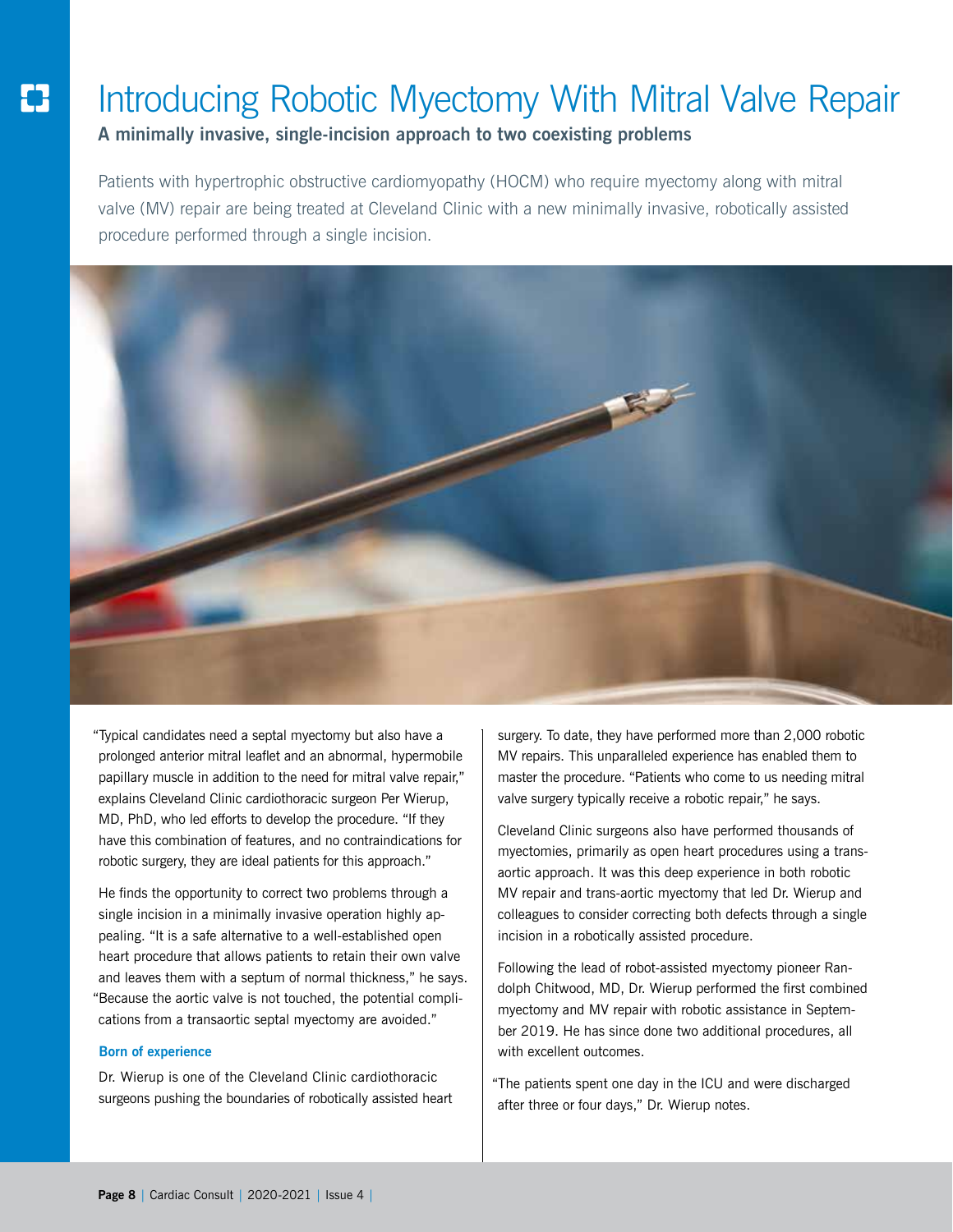# Introducing Robotic Myectomy With Mitral Valve Repair

**A minimally invasive, single-incision approach to two coexisting problems**

Patients with hypertrophic obstructive cardiomyopathy (HOCM) who require myectomy along with mitral valve (MV) repair are being treated at Cleveland Clinic with a new minimally invasive, robotically assisted procedure performed through a single incision.

"Typical candidates need a septal myectomy but also have a prolonged anterior mitral leaflet and an abnormal, hypermobile papillary muscle in addition to the need for mitral valve repair," explains Cleveland Clinic cardiothoracic surgeon Per Wierup, MD, PhD, who led efforts to develop the procedure. "If they have this combination of features, and no contraindications for robotic surgery, they are ideal patients for this approach."

He finds the opportunity to correct two problems through a single incision in a minimally invasive operation highly appealing. "It is a safe alternative to a well-established open heart procedure that allows patients to retain their own valve and leaves them with a septum of normal thickness," he says. "Because the aortic valve is not touched, the potential complications from a transaortic septal myectomy are avoided."

**Born of experience**

Dr. Wierup is one of the Cleveland Clinic cardiothoracic surgeons pushing the boundaries of robotically assisted heart surgery. To date, they have performed more than 2,000 robotic MV repairs. This unparalleled experience has enabled them to master the procedure. "Patients who come to us needing mitral valve surgery typically receive a robotic repair," he says.

Cleveland Clinic surgeons also have performed thousands of myectomies, primarily as open heart procedures using a trans-aortic approach. It was this deep experience in both robotic MV repair and trans-aortic myectomy that led Dr. Wierup and colleagues to consider correcting both defects through a single incision in a robotically assisted procedure.

Following the lead of robot-assisted myectomy pioneer Randolph Chitwood, MD, Dr. Wierup performed the first combined myectomy and MV repair with robotic assistance in September 2019. He has since done two additional procedures, all with excellent outcomes.

"The patients spent one day in the ICU and were discharged after three or four days," Dr. Wierup notes.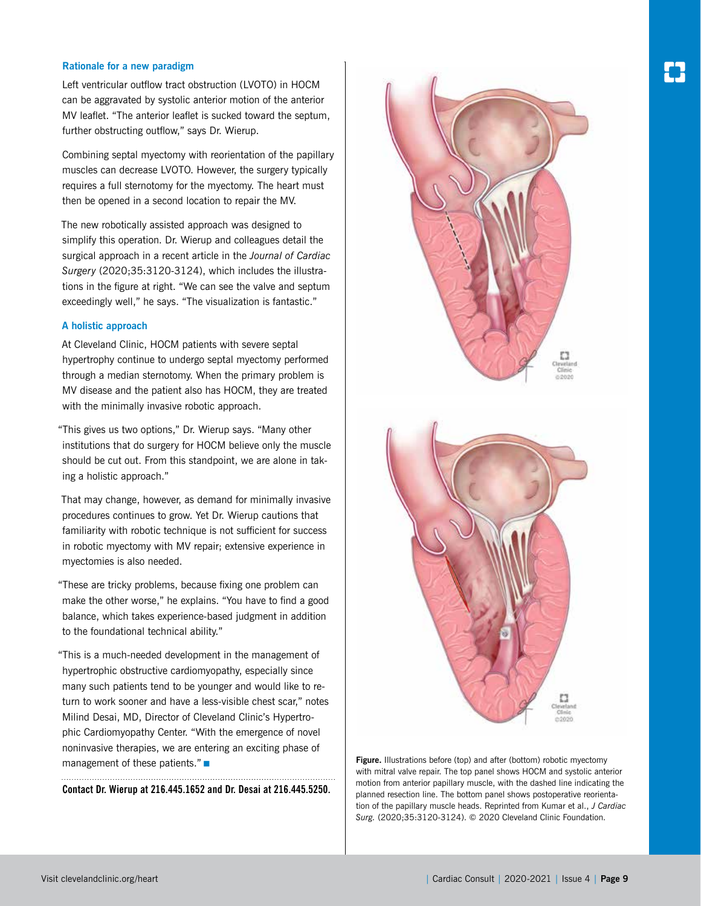### Rationale for a new paradigm

Left ventricular outflow tract obstruction (LVOTO) in HOCM can be aggravated by systolic anterior motion of the anterior MV leaflet. "The anterior leaflet is sucked toward the septum, further obstructing outflow," says Dr. Wierup.

Combining septal myectomy with reorientation of the papillary muscles can decrease LVOTO. However, the surgery typically requires a full sternotomy for the myectomy. The heart must then be opened in a second location to repair the MV.

The new robotically assisted approach was designed to simplify this operation. Dr. Wierup and colleagues detail the surgical approach in a recent article in the *Journal of Cardiac Surgery* (2020;35:3120-3124), which includes the illustrations in the figure at right. "We can see the valve and septum exceedingly well," he says. "The visualization is fantastic."

### A holistic approach

At Cleveland Clinic, HOCM patients with severe septal hypertrophy continue to undergo septal myectomy performed through a median sternotomy. When the primary problem is MV disease and the patient also has HOCM, they are treated with the minimally invasive robotic approach.

"This gives us two options," Dr. Wierup says. "Many other institutions that do surgery for HOCM believe only the muscle should be cut out. From this standpoint, we are alone in taking a holistic approach."

That may change, however, as demand for minimally invasive procedures continues to grow. Yet Dr. Wierup cautions that familiarity with robotic technique is not sufficient for success in robotic myectomy with MV repair; extensive experience in myectomies is also needed.

"These are tricky problems, because fixing one problem can make the other worse," he explains. "You have to find a good balance, which takes experience-based judgment in addition to the foundational technical ability."

"This is a much-needed development in the management of hypertrophic obstructive cardiomyopathy, especially since many such patients tend to be younger and would like to return to work sooner and have a less-visible chest scar," notes Milind Desai, MD, Director of Cleveland Clinic's Hypertrophic Cardiomyopathy Center. "With the emergence of novel noninvasive therapies, we are entering an exciting phase of management of these patients." ■

**Contact Dr. Wierup at 216.445.1652 and Dr. Desai at 216.445.5250.**

**Figure.** Illustrations before (top) and after (bottom) robotic myectomy with mitral valve repair. The top panel shows HOCM and systolic anterior motion from anterior papillary muscle, with the dashed line indicating the planned resection line. The bottom panel shows postoperative reorientation of the papillary muscle heads. Reprinted from Kumar et al., *J Cardiac Surg.* (2020;35:3120-3124). © 2020 Cleveland Clinic Foundation.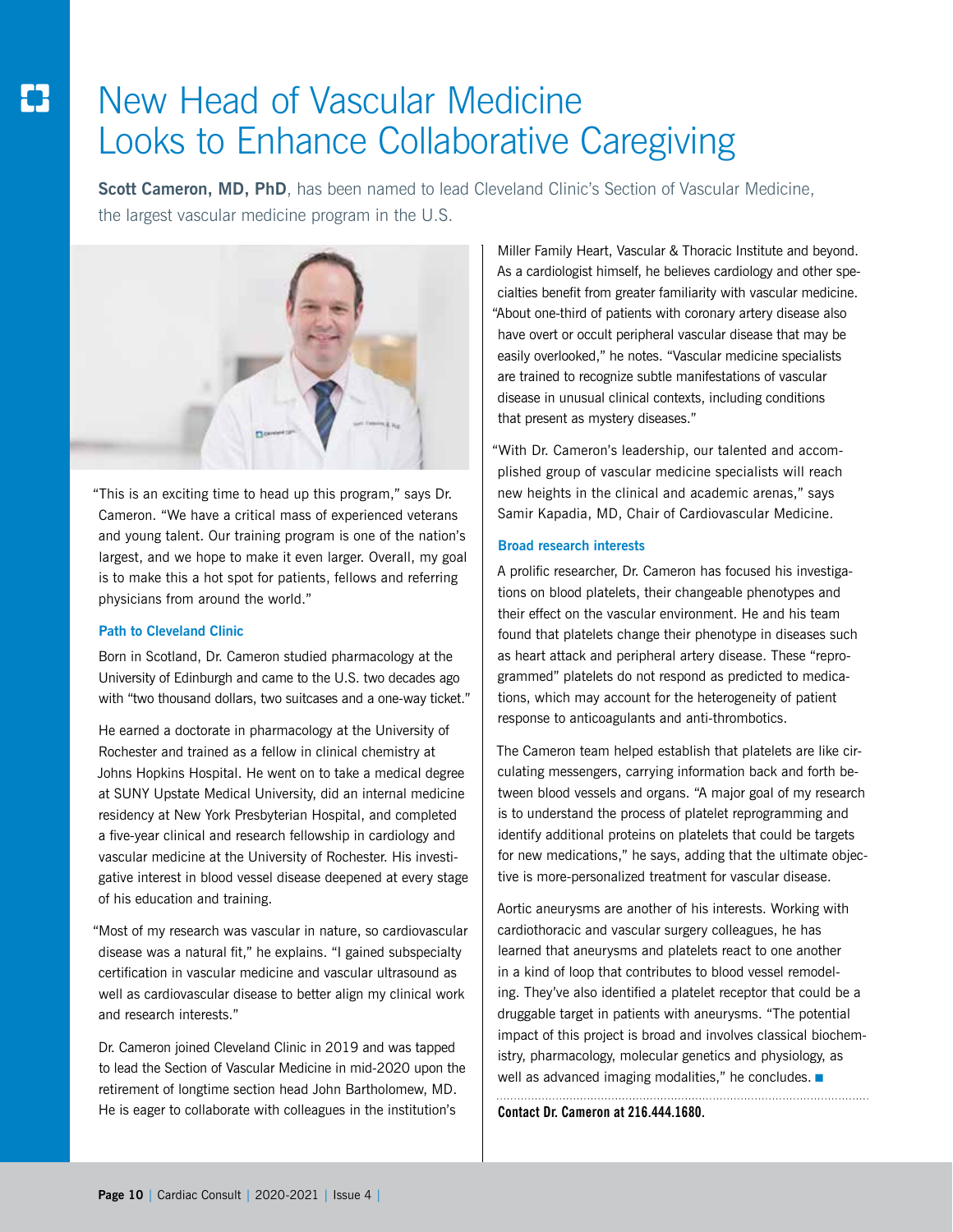# New Head of Vascular Medicine Looks to Enhance Collaborative Caregiving

**Scott Cameron, MD, PhD**, has been named to lead Cleveland Clinic's Section of Vascular Medicine, the largest vascular medicine program in the U.S.

"This is an exciting time to head up this program," says Dr. Cameron. "We have a critical mass of experienced veterans and young talent. Our training program is one of the nation's largest, and we hope to make it even larger. Overall, my goal is to make this a hot spot for patients, fellows and referring physicians from around the world."

### Path to Cleveland Clinic

Born in Scotland, Dr. Cameron studied pharmacology at the University of Edinburgh and came to the U.S. two decades ago with "two thousand dollars, two suitcases and a one-way ticket."

He earned a doctorate in pharmacology at the University of Rochester and trained as a fellow in clinical chemistry at Johns Hopkins Hospital. He went on to take a medical degree at SUNY Upstate Medical University, did an internal medicine residency at New York Presbyterian Hospital, and completed a five-year clinical and research fellowship in cardiology and vascular medicine at the University of Rochester. His investigative interest in blood vessel disease deepened at every stage of his education and training.

"Most of my research was vascular in nature, so cardiovascular disease was a natural fit," he explains. "I gained subspecialty certification in vascular medicine and vascular ultrasound as well as cardiovascular disease to better align my clinical work and research interests."

Dr. Cameron joined Cleveland Clinic in 2019 and was tapped to lead the Section of Vascular Medicine in mid-2020 upon the retirement of longtime section head John Bartholomew, MD. He is eager to collaborate with colleagues in the institution's Miller Family Heart, Vascular & Thoracic Institute and beyond. As a cardiologist himself, he believes cardiology and other specialties benefit from greater familiarity with vascular medicine. "About one-third of patients with coronary artery disease also have overt or occult peripheral vascular disease that may be easily overlooked," he notes. "Vascular medicine specialists are trained to recognize subtle manifestations of vascular disease in unusual clinical contexts, including conditions that present as mystery diseases."

"With Dr. Cameron's leadership, our talented and accomplished group of vascular medicine specialists will reach new heights in the clinical and academic arenas," says Samir Kapadia, MD, Chair of Cardiovascular Medicine.

### Broad research interests

A prolific researcher, Dr. Cameron has focused his investigations on blood platelets, their changeable phenotypes and their effect on the vascular environment. He and his team found that platelets change their phenotype in diseases such as heart attack and peripheral artery disease. These "reprogrammed" platelets do not respond as predicted to medications, which may account for the heterogeneity of patient response to anticoagulants and anti-thrombotics.

The Cameron team helped establish that platelets are like circulating messengers, carrying information back and forth between blood vessels and organs. "A major goal of my research is to understand the process of platelet reprogramming and identify additional proteins on platelets that could be targets for new medications," he says, adding that the ultimate objective is more-personalized treatment for vascular disease.

Aortic aneurysms are another of his interests. Working with cardiothoracic and vascular surgery colleagues, he has learned that aneurysms and platelets react to one another in a kind of loop that contributes to blood vessel remodeling. They've also identified a platelet receptor that could be a druggable target in patients with aneurysms. "The potential impact of this project is broad and involves classical biochemistry, pharmacology, molecular genetics and physiology, as well as advanced imaging modalities," he concludes. ■

**Contact Dr. Cameron at 216.444.1680.**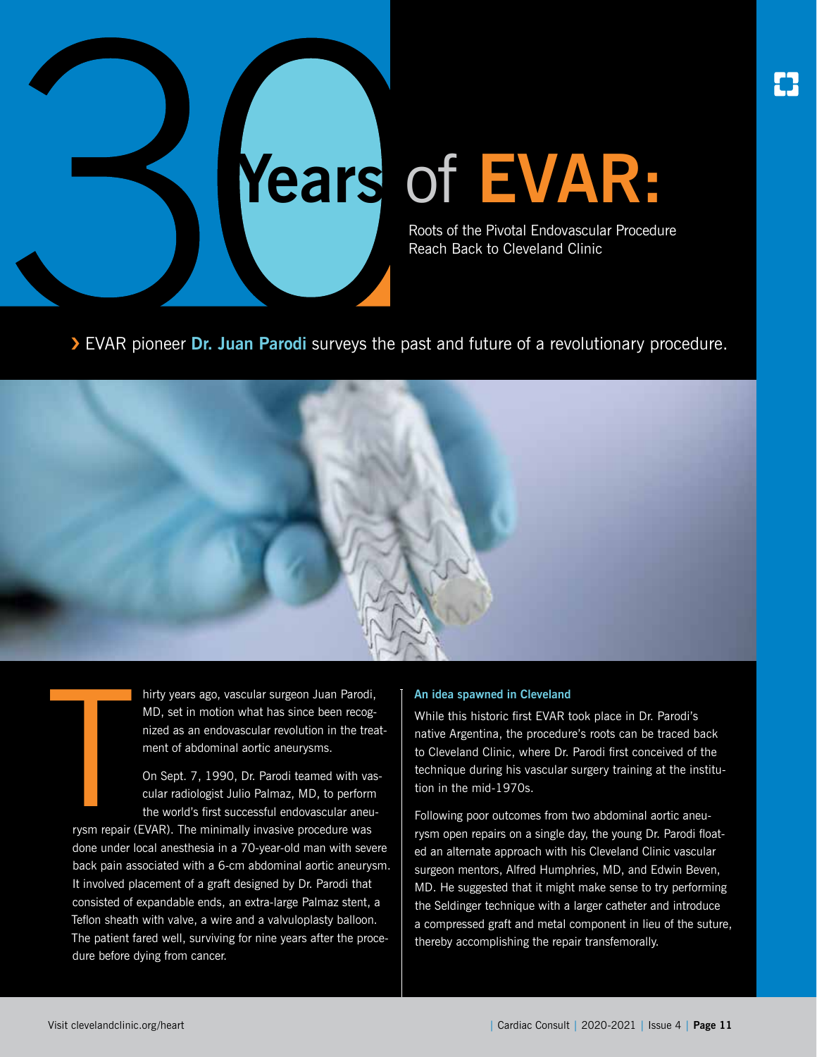# 30 Years of EVAR: Roots of the Pivotal Endovascular Procedure Reach Back to Cleveland Clinic

› EVAR pioneer **Dr. Juan Parodi** surveys the past and future of a revolutionary procedure.

Thirty years ago, vascular surgeon Juan Parodi, MD, set in motion what has since been recognized as an endovascular revolution in the treatment of abdominal aortic aneurysms.

On Sept. 7, 1990, Dr. Parodi teamed with vascular radiologist Julio Palmaz, MD, to perform the world's first successful endovascular aneurysm repair (EVAR). The minimally invasive procedure was done under local anesthesia in a 70-year-old man with severe back pain associated with a 6-cm abdominal aortic aneurysm. It involved placement of a graft designed by Dr. Parodi that consisted of expandable ends, an extra-large Palmaz stent, a Teflon sheath with valve, a wire and a valvuloplasty balloon. The patient fared well, surviving for nine years after the procedure before dying from cancer.

### An idea spawned in Cleveland

While this historic first EVAR took place in Dr. Parodi's native Argentina, the procedure's roots can be traced back to Cleveland Clinic, where Dr. Parodi first conceived of the technique during his vascular surgery training at the institution in the mid-1970s.

Following poor outcomes from two abdominal aortic aneurysm open repairs on a single day, the young Dr. Parodi floated an alternate approach with his Cleveland Clinic vascular surgeon mentors, Alfred Humphries, MD, and Edwin Beven, MD. He suggested that it might make sense to try performing the Seldinger technique with a larger catheter and introduce a compressed graft and metal component in lieu of the suture, thereby accomplishing the repair transfemorally.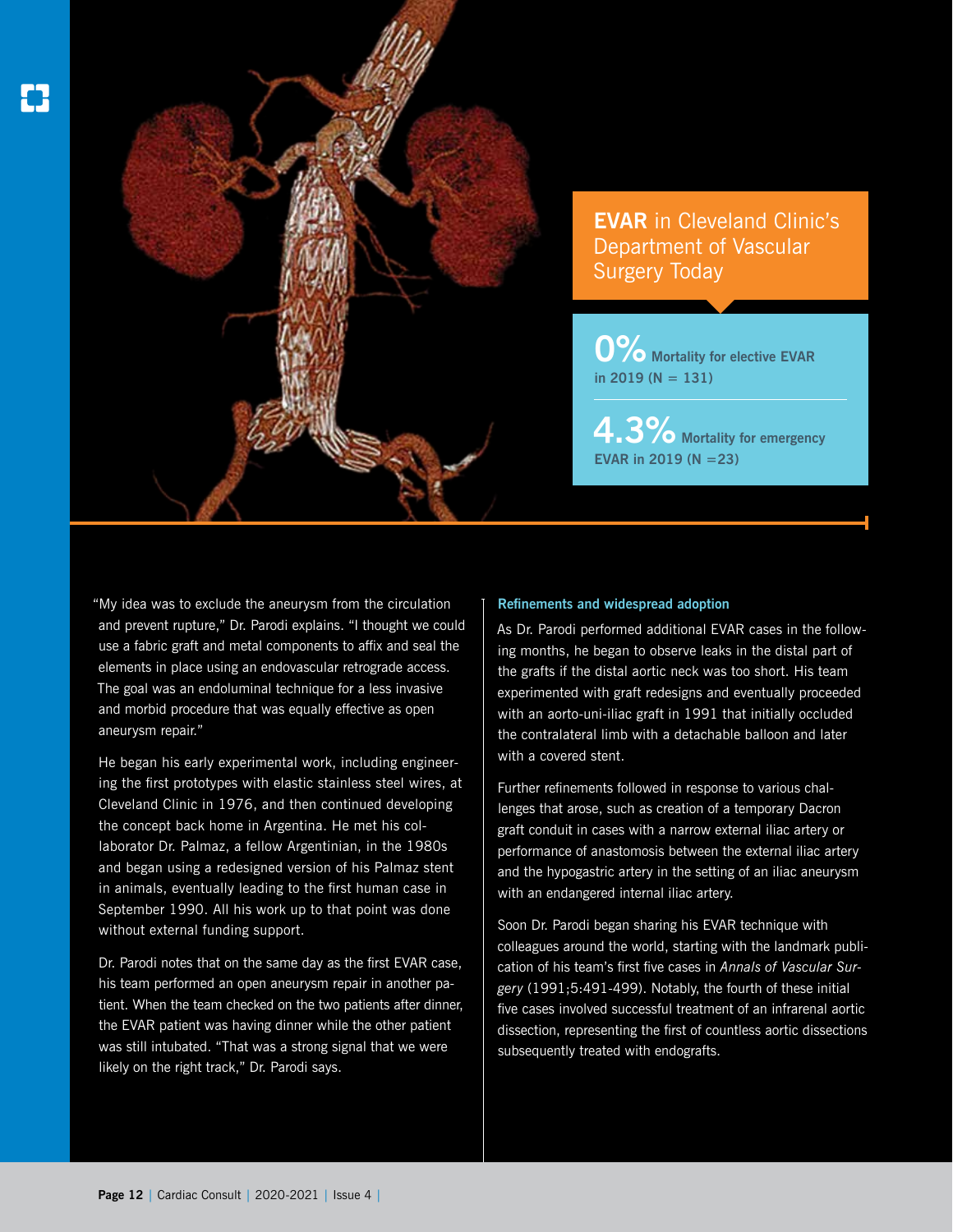## **EVAR** in Cleveland Clinic's Department of Vascular Surgery Today

**0%** Mortality for elective EVAR in 2019 (N = 131)

**4.3%** Mortality for emergency EVAR in 2019 (N =23)

"My idea was to exclude the aneurysm from the circulation and prevent rupture," Dr. Parodi explains. "I thought we could use a fabric graft and metal components to affix and seal the elements in place using an endovascular retrograde access. The goal was an endoluminal technique for a less invasive and morbid procedure that was equally effective as open aneurysm repair."

He began his early experimental work, including engineering the first prototypes with elastic stainless steel wires, at Cleveland Clinic in 1976, and then continued developing the concept back home in Argentina. He met his collaborator Dr. Palmaz, a fellow Argentinian, in the 1980s and began using a redesigned version of his Palmaz stent in animals, eventually leading to the first human case in September 1990. All his work up to that point was done without external funding support.

Dr. Parodi notes that on the same day as the first EVAR case, his team performed an open aneurysm repair in another patient. When the team checked on the two patients after dinner, the EVAR patient was having dinner while the other patient was still intubated. "That was a strong signal that we were likely on the right track," Dr. Parodi says.

### Refinements and widespread adoption

As Dr. Parodi performed additional EVAR cases in the following months, he began to observe leaks in the distal part of the grafts if the distal aortic neck was too short. His team experimented with graft redesigns and eventually proceeded with an aorto-uni-iliac graft in 1991 that initially occluded the contralateral limb with a detachable balloon and later with a covered stent.

Further refinements followed in response to various challenges that arose, such as creation of a temporary Dacron graft conduit in cases with a narrow external iliac artery or performance of anastomosis between the external iliac artery and the hypogastric artery in the setting of an iliac aneurysm with an endangered internal iliac artery.

Soon Dr. Parodi began sharing his EVAR technique with colleagues around the world, starting with the landmark publication of his team's first five cases in *Annals of Vascular Surgery* (1991;5:491-499). Notably, the fourth of these initial five cases involved successful treatment of an infrarenal aortic dissection, representing the first of countless aortic dissections subsequently treated with endografts.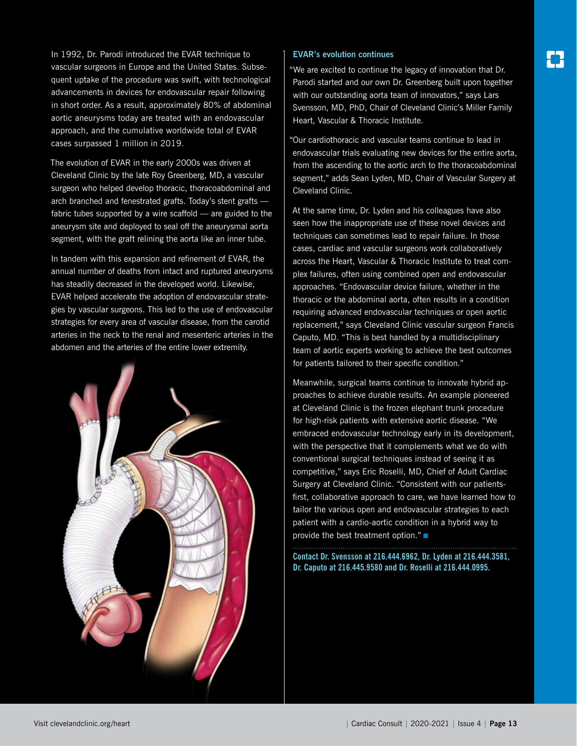In 1992, Dr. Parodi introduced the EVAR technique to vascular surgeons in Europe and the United States. Subsequent uptake of the procedure was swift, with technological advancements in devices for endovascular repair following in short order. As a result, approximately 80% of abdominal aortic aneurysms today are treated with an endovascular approach, and the cumulative worldwide total of EVAR cases surpassed 1 million in 2019.

The evolution of EVAR in the early 2000s was driven at Cleveland Clinic by the late Roy Greenberg, MD, a vascular surgeon who helped develop thoracic, thoracoabdominal and arch branched and fenestrated grafts. Today's stent grafts — fabric tubes supported by a wire scaffold — are guided to the aneurysm site and deployed to seal off the aneurysmal aorta segment, with the graft relining the aorta like an inner tube.

In tandem with this expansion and refinement of EVAR, the annual number of deaths from intact and ruptured aneurysms has steadily decreased in the developed world. Likewise, EVAR helped accelerate the adoption of endovascular strategies by vascular surgeons. This led to the use of endovascular strategies for every area of vascular disease, from the carotid arteries in the neck to the renal and mesenteric arteries in the abdomen and the arteries of the entire lower extremity.

### EVAR's evolution continues

"We are excited to continue the legacy of innovation that Dr. Parodi started and our own Dr. Greenberg built upon together with our outstanding aorta team of innovators," says Lars Svensson, MD, PhD, Chair of Cleveland Clinic's Miller Family Heart, Vascular & Thoracic Institute.

"Our cardiothoracic and vascular teams continue to lead in endovascular trials evaluating new devices for the entire aorta, from the ascending to the aortic arch to the thoracoabdominal segment," adds Sean Lyden, MD, Chair of Vascular Surgery at Cleveland Clinic.

At the same time, Dr. Lyden and his colleagues have also seen how the inappropriate use of these novel devices and techniques can sometimes lead to repair failure. In those cases, cardiac and vascular surgeons work collaboratively across the Heart, Vascular & Thoracic Institute to treat complex failures, often using combined open and endovascular approaches. "Endovascular device failure, whether in the thoracic or the abdominal aorta, often results in a condition requiring advanced endovascular techniques or open aortic replacement," says Cleveland Clinic vascular surgeon Francis Caputo, MD. "This is best handled by a multidisciplinary team of aortic experts working to achieve the best outcomes for patients tailored to their specific condition."

Meanwhile, surgical teams continue to innovate hybrid approaches to achieve durable results. An example pioneered at Cleveland Clinic is the frozen elephant trunk procedure for high-risk patients with extensive aortic disease. "We embraced endovascular technology early in its development, with the perspective that it complements what we do with conventional surgical techniques instead of seeing it as competitive," says Eric Roselli, MD, Chief of Adult Cardiac Surgery at Cleveland Clinic. "Consistent with our patients-first, collaborative approach to care, we have learned how to tailor the various open and endovascular strategies to each patient with a cardio-aortic condition in a hybrid way to provide the best treatment option." ■

**Contact Dr. Svensson at 216.444.6962, Dr. Lyden at 216.444.3581, Dr. Caputo at 216.445.9580 and Dr. Roselli at 216.444.0995.**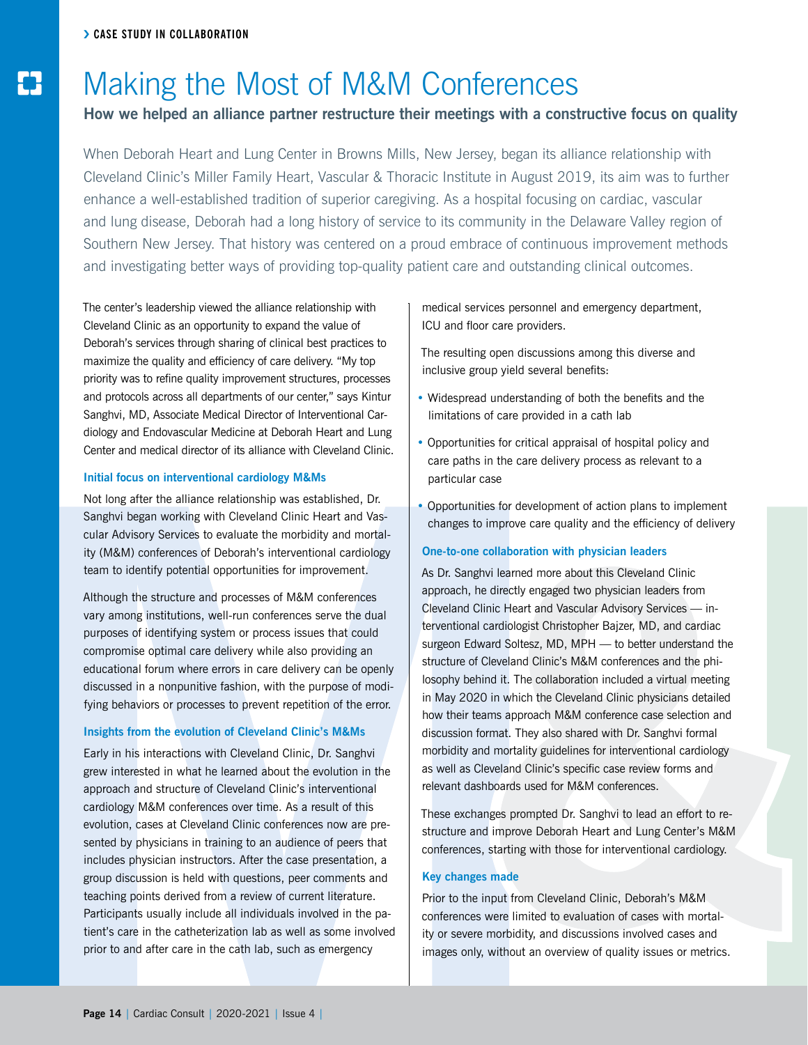CASE STUDY IN COLLABORATION

# Making the Most of M&M Conferences

**How we helped an alliance partner restructure their meetings with a constructive focus on quality**

When Deborah Heart and Lung Center in Browns Mills, New Jersey, began its alliance relationship with Cleveland Clinic's Miller Family Heart, Vascular & Thoracic Institute in August 2019, its aim was to further enhance a well-established tradition of superior caregiving. As a hospital focusing on cardiac, vascular and lung disease, Deborah had a long history of service to its community in the Delaware Valley region of Southern New Jersey. That history was centered on a proud embrace of continuous improvement methods and investigating better ways of providing top-quality patient care and outstanding clinical outcomes.

The center's leadership viewed the alliance relationship with Cleveland Clinic as an opportunity to expand the value of Deborah's services through sharing of clinical best practices to maximize the quality and efficiency of care delivery. "My top priority was to refine quality improvement structures, processes and protocols across all departments of our center," says Kintur Sanghvi, MD, Associate Medical Director of Interventional Cardiology and Endovascular Medicine at Deborah Heart and Lung Center and medical director of its alliance with Cleveland Clinic.

### Initial focus on interventional cardiology M&Ms

Not long after the alliance relationship was established, Dr. Sanghvi began working with Cleveland Clinic Heart and Vascular Advisory Services to evaluate the morbidity and mortality (M&M) conferences of Deborah's interventional cardiology team to identify potential opportunities for improvement.

Although the structure and processes of M&M conferences vary among institutions, well-run conferences serve the dual purposes of identifying system or process issues that could compromise optimal care delivery while also providing an educational forum where errors in care delivery can be openly discussed in a nonpunitive fashion, with the purpose of modifying behaviors or processes to prevent repetition of the error.

### Insights from the evolution of Cleveland Clinic's M&Ms

Early in his interactions with Cleveland Clinic, Dr. Sanghvi grew interested in what he learned about the evolution in the approach and structure of Cleveland Clinic's interventional cardiology M&M conferences over time. As a result of this evolution, cases at Cleveland Clinic conferences now are presented by physicians in training to an audience of peers that includes physician instructors. After the case presentation, a group discussion is held with questions, peer comments and teaching points derived from a review of current literature. Participants usually include all individuals involved in the patient's care in the catheterization lab as well as some involved prior to and after care in the cath lab, such as emergency medical services personnel and emergency department, ICU and floor care providers.

The resulting open discussions among this diverse and inclusive group yield several benefits:

- Widespread understanding of both the benefits and the limitations of care provided in a cath lab
- Opportunities for critical appraisal of hospital policy and care paths in the care delivery process as relevant to a particular case
- Opportunities for development of action plans to implement changes to improve care quality and the efficiency of delivery

### One-to-one collaboration with physician leaders

As Dr. Sanghvi learned more about this Cleveland Clinic approach, he directly engaged two physician leaders from Cleveland Clinic Heart and Vascular Advisory Services — interventional cardiologist Christopher Bajzer, MD, and cardiac surgeon Edward Soltesz, MD, MPH — to better understand the structure of Cleveland Clinic's M&M conferences and the philosophy behind it. The collaboration included a virtual meeting in May 2020 in which the Cleveland Clinic physicians detailed how their teams approach M&M conference case selection and discussion format. They also shared with Dr. Sanghvi formal morbidity and mortality guidelines for interventional cardiology as well as Cleveland Clinic's specific case review forms and relevant dashboards used for M&M conferences.

These exchanges prompted Dr. Sanghvi to lead an effort to restructure and improve Deborah Heart and Lung Center's M&M conferences, starting with those for interventional cardiology.

### Key changes made

Prior to the input from Cleveland Clinic, Deborah's M&M conferences were limited to evaluation of cases with mortality or severe morbidity, and discussions involved cases and images only, without an overview of quality issues or metrics.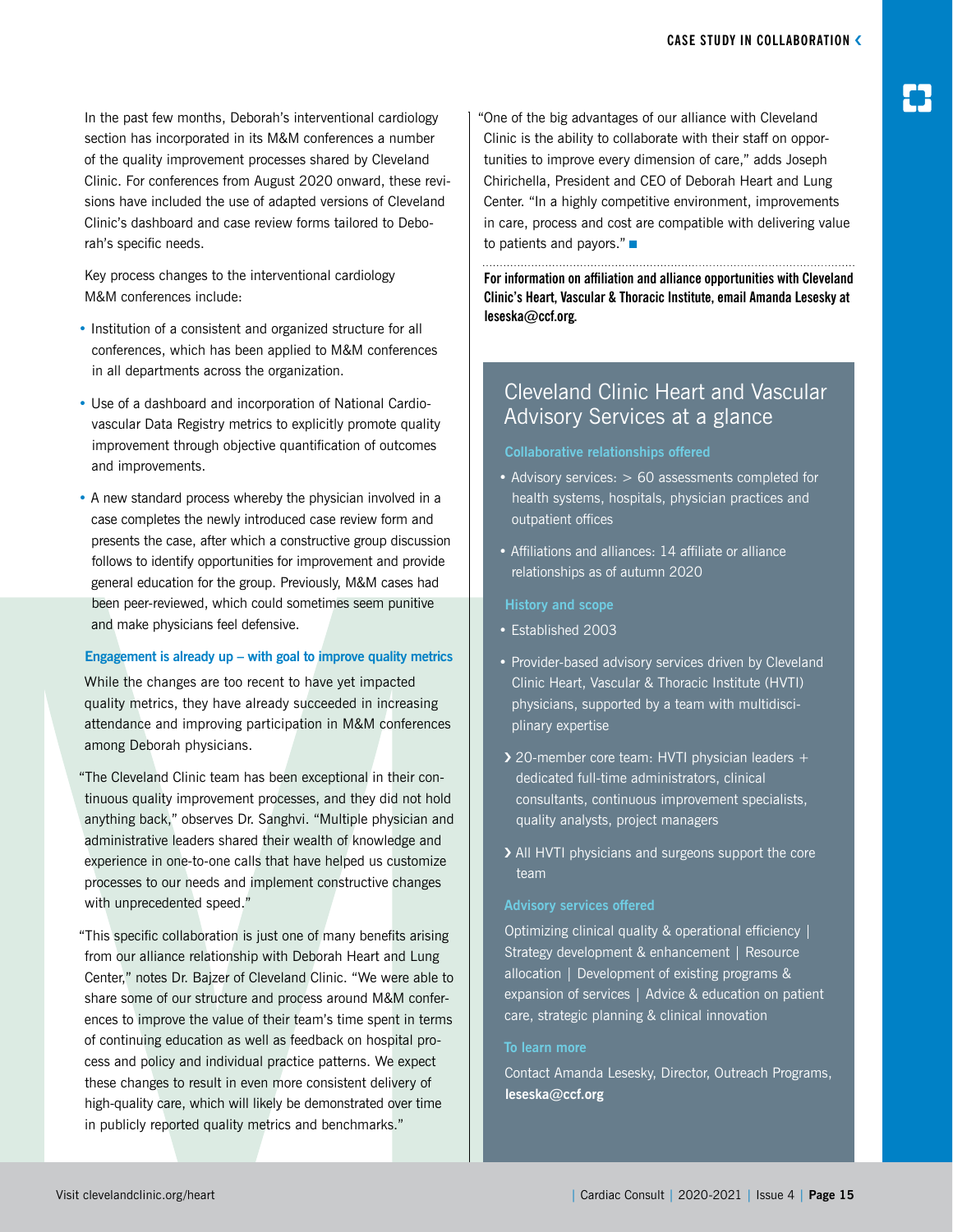In the past few months, Deborah's interventional cardiology section has incorporated in its M&M conferences a number of the quality improvement processes shared by Cleveland Clinic. For conferences from August 2020 onward, these revisions have included the use of adapted versions of Cleveland Clinic's dashboard and case review forms tailored to Deborah's specific needs.

Key process changes to the interventional cardiology M&M conferences include:

- Institution of a consistent and organized structure for all conferences, which has been applied to M&M conferences in all departments across the organization.
- Use of a dashboard and incorporation of National Cardiovascular Data Registry metrics to explicitly promote quality improvement through objective quantification of outcomes and improvements.
- A new standard process whereby the physician involved in a case completes the newly introduced case review form and presents the case, after which a constructive group discussion follows to identify opportunities for improvement and provide general education for the group. Previously, M&M cases had been peer-reviewed, which could sometimes seem punitive and make physicians feel defensive.

### Engagement is already up – with goal to improve quality metrics

While the changes are too recent to have yet impacted quality metrics, they have already succeeded in increasing attendance and improving participation in M&M conferences among Deborah physicians.

"The Cleveland Clinic team has been exceptional in their continuous quality improvement processes, and they did not hold anything back," observes Dr. Sanghvi. "Multiple physician and administrative leaders shared their wealth of knowledge and experience in one-to-one calls that have helped us customize processes to our needs and implement constructive changes with unprecedented speed."

"This specific collaboration is just one of many benefits arising from our alliance relationship with Deborah Heart and Lung Center," notes Dr. Bajzer of Cleveland Clinic. "We were able to share some of our structure and process around M&M conferences to improve the value of their team's time spent in terms of continuing education as well as feedback on hospital process and policy and individual practice patterns. We expect these changes to result in even more consistent delivery of high-quality care, which will likely be demonstrated over time in publicly reported quality metrics and benchmarks."

"One of the big advantages of our alliance with Cleveland Clinic is the ability to collaborate with their staff on opportunities to improve every dimension of care," adds Joseph Chirichella, President and CEO of Deborah Heart and Lung Center. "In a highly competitive environment, improvements in care, process and cost are compatible with delivering value to patients and payors." ■

**For information on affiliation and alliance opportunities with Cleveland Clinic's Heart, Vascular & Thoracic Institute, email Amanda Lesesky at leseska@ccf.org.**

## Cleveland Clinic Heart and Vascular Advisory Services at a glance

### Collaborative relationships offered

- Advisory services: > 60 assessments completed for health systems, hospitals, physician practices and outpatient offices
- Affiliations and alliances: 14 affiliate or alliance relationships as of autumn 2020

### History and scope

- Established 2003
- Provider-based advisory services driven by Cleveland Clinic Heart, Vascular & Thoracic Institute (HVTI) physicians, supported by a team with multidisciplinary expertise
  - 20-member core team: HVTI physician leaders + dedicated full-time administrators, clinical consultants, continuous improvement specialists, quality analysts, project managers
  - All HVTI physicians and surgeons support the core team

### Advisory services offered

Optimizing clinical quality & operational efficiency | Strategy development & enhancement | Resource allocation | Development of existing programs & expansion of services | Advice & education on patient care, strategic planning & clinical innovation

### To learn more

Contact Amanda Lesesky, Director, Outreach Programs, **leseska@ccf.org**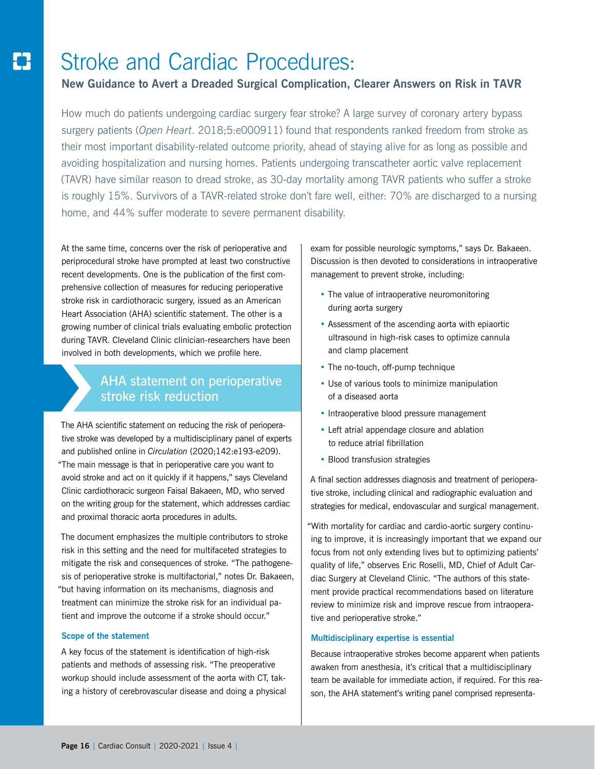# Stroke and Cardiac Procedures:

## New Guidance to Avert a Dreaded Surgical Complication, Clearer Answers on Risk in TAVR

How much do patients undergoing cardiac surgery fear stroke? A large survey of coronary artery bypass surgery patients (*Open Heart*. 2018;5:e000911) found that respondents ranked freedom from stroke as their most important disability-related outcome priority, ahead of staying alive for as long as possible and avoiding hospitalization and nursing homes. Patients undergoing transcatheter aortic valve replacement (TAVR) have similar reason to dread stroke, as 30-day mortality among TAVR patients who suffer a stroke is roughly 15%. Survivors of a TAVR-related stroke don't fare well, either: 70% are discharged to a nursing home, and 44% suffer moderate to severe permanent disability.

At the same time, concerns over the risk of perioperative and periprocedural stroke have prompted at least two constructive recent developments. One is the publication of the first comprehensive collection of measures for reducing perioperative stroke risk in cardiothoracic surgery, issued as an American Heart Association (AHA) scientific statement. The other is a growing number of clinical trials evaluating embolic protection during TAVR. Cleveland Clinic clinician-researchers have been involved in both developments, which we profile here.

## AHA statement on perioperative stroke risk reduction

The AHA scientific statement on reducing the risk of perioperative stroke was developed by a multidisciplinary panel of experts and published online in *Circulation* (2020;142:e193-e209). "The main message is that in perioperative care you want to avoid stroke and act on it quickly if it happens," says Cleveland Clinic cardiothoracic surgeon Faisal Bakaeen, MD, who served on the writing group for the statement, which addresses cardiac and proximal thoracic aorta procedures in adults.

The document emphasizes the multiple contributors to stroke risk in this setting and the need for multifaceted strategies to mitigate the risk and consequences of stroke. "The pathogenesis of perioperative stroke is multifactorial," notes Dr. Bakaeen, "but having information on its mechanisms, diagnosis and treatment can minimize the stroke risk for an individual patient and improve the outcome if a stroke should occur."

### Scope of the statement

A key focus of the statement is identification of high-risk patients and methods of assessing risk. "The preoperative workup should include assessment of the aorta with CT, taking a history of cerebrovascular disease and doing a physical exam for possible neurologic symptoms," says Dr. Bakaeen. Discussion is then devoted to considerations in intraoperative management to prevent stroke, including:

- The value of intraoperative neuromonitoring during aorta surgery
- Assessment of the ascending aorta with epiaortic ultrasound in high-risk cases to optimize cannula and clamp placement
- The no-touch, off-pump technique
- Use of various tools to minimize manipulation of a diseased aorta
- Intraoperative blood pressure management
- Left atrial appendage closure and ablation to reduce atrial fibrillation
- Blood transfusion strategies

A final section addresses diagnosis and treatment of perioperative stroke, including clinical and radiographic evaluation and strategies for medical, endovascular and surgical management.

"With mortality for cardiac and cardio-aortic surgery continuing to improve, it is increasingly important that we expand our focus from not only extending lives but to optimizing patients' quality of life," observes Eric Roselli, MD, Chief of Adult Cardiac Surgery at Cleveland Clinic. "The authors of this statement provide practical recommendations based on literature review to minimize risk and improve rescue from intraoperative and perioperative stroke."

### Multidisciplinary expertise is essential

Because intraoperative strokes become apparent when patients awaken from anesthesia, it's critical that a multidisciplinary team be available for immediate action, if required. For this reason, the AHA statement's writing panel comprised representa-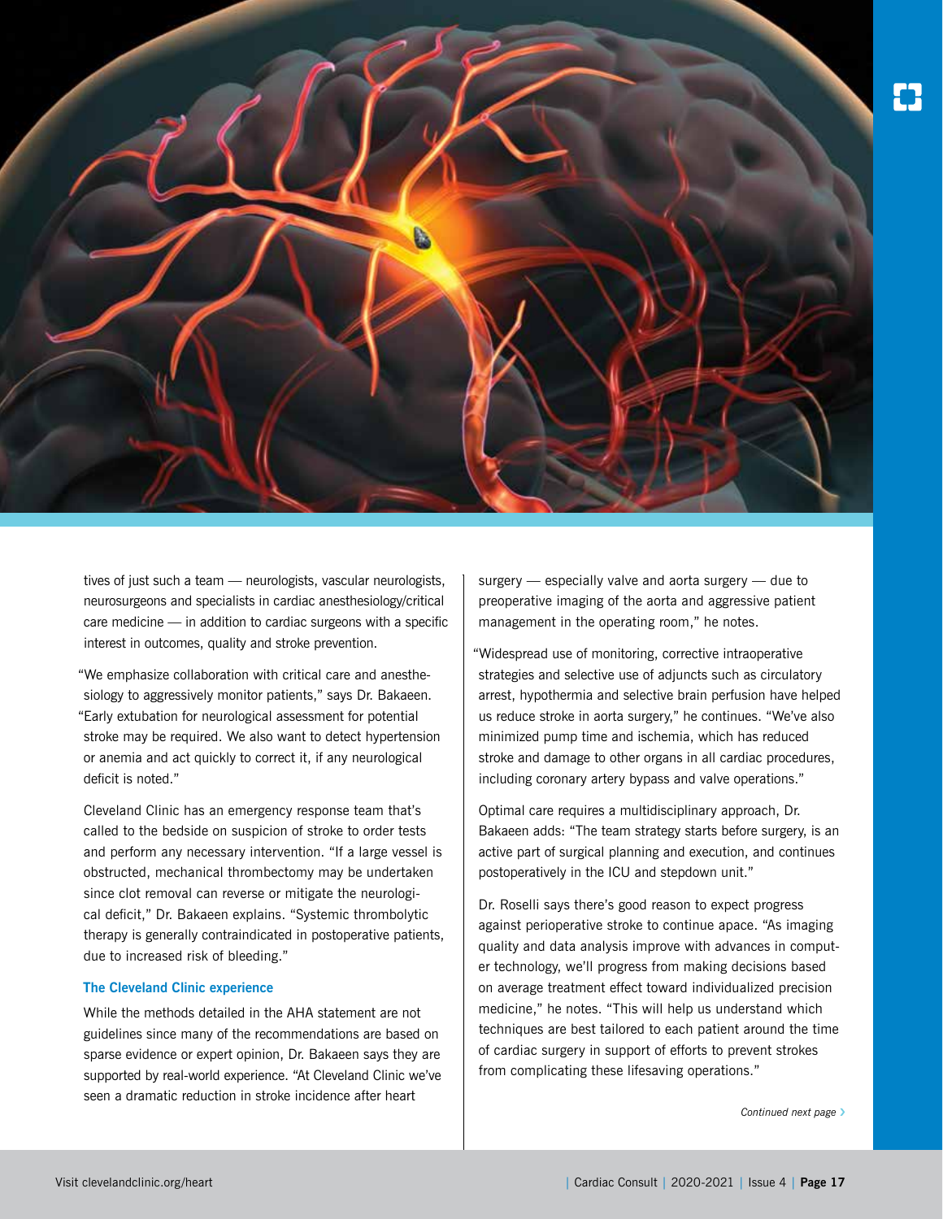tives of just such a team — neurologists, vascular neurologists, neurosurgeons and specialists in cardiac anesthesiology/critical care medicine — in addition to cardiac surgeons with a specific interest in outcomes, quality and stroke prevention.

"We emphasize collaboration with critical care and anesthesiology to aggressively monitor patients," says Dr. Bakaeen. "Early extubation for neurological assessment for potential stroke may be required. We also want to detect hypertension or anemia and act quickly to correct it, if any neurological deficit is noted."

Cleveland Clinic has an emergency response team that's called to the bedside on suspicion of stroke to order tests and perform any necessary intervention. "If a large vessel is obstructed, mechanical thrombectomy may be undertaken since clot removal can reverse or mitigate the neurological deficit," Dr. Bakaeen explains. "Systemic thrombolytic therapy is generally contraindicated in postoperative patients, due to increased risk of bleeding."

### The Cleveland Clinic experience

While the methods detailed in the AHA statement are not guidelines since many of the recommendations are based on sparse evidence or expert opinion, Dr. Bakaeen says they are supported by real-world experience. "At Cleveland Clinic we've seen a dramatic reduction in stroke incidence after heart surgery — especially valve and aorta surgery — due to preoperative imaging of the aorta and aggressive patient management in the operating room," he notes.

"Widespread use of monitoring, corrective intraoperative strategies and selective use of adjuncts such as circulatory arrest, hypothermia and selective brain perfusion have helped us reduce stroke in aorta surgery," he continues. "We've also minimized pump time and ischemia, which has reduced stroke and damage to other organs in all cardiac procedures, including coronary artery bypass and valve operations."

Optimal care requires a multidisciplinary approach, Dr. Bakaeen adds: "The team strategy starts before surgery, is an active part of surgical planning and execution, and continues postoperatively in the ICU and stepdown unit."

Dr. Roselli says there's good reason to expect progress against perioperative stroke to continue apace. "As imaging quality and data analysis improve with advances in computer technology, we'll progress from making decisions based on average treatment effect toward individualized precision medicine," he notes. "This will help us understand which techniques are best tailored to each patient around the time of cardiac surgery in support of efforts to prevent strokes from complicating these lifesaving operations."

*Continued next page ›*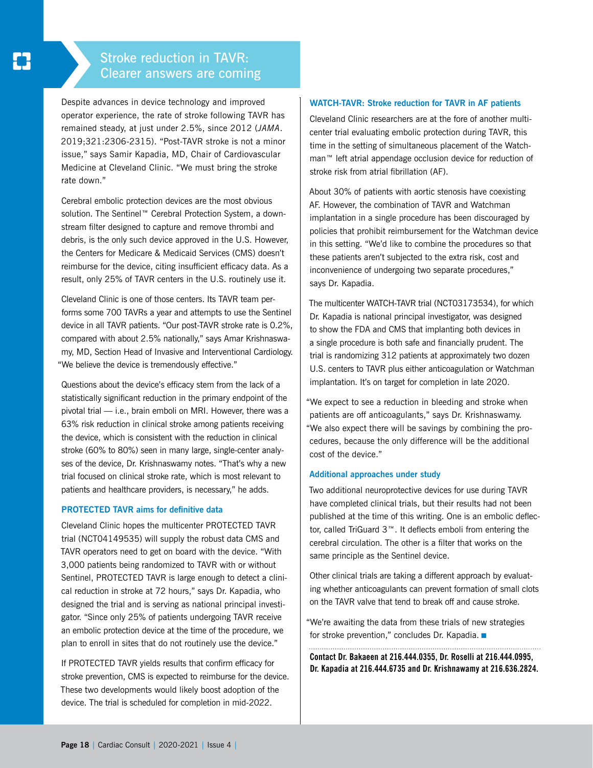# Stroke reduction in TAVR: Clearer answers are coming

Despite advances in device technology and improved operator experience, the rate of stroke following TAVR has remained steady, at just under 2.5%, since 2012 (*JAMA*. 2019;321:2306-2315). "Post-TAVR stroke is not a minor issue," says Samir Kapadia, MD, Chair of Cardiovascular Medicine at Cleveland Clinic. "We must bring the stroke rate down."

Cerebral embolic protection devices are the most obvious solution. The Sentinel™ Cerebral Protection System, a downstream filter designed to capture and remove thrombi and debris, is the only such device approved in the U.S. However, the Centers for Medicare & Medicaid Services (CMS) doesn't reimburse for the device, citing insufficient efficacy data. As a result, only 25% of TAVR centers in the U.S. routinely use it.

Cleveland Clinic is one of those centers. Its TAVR team performs some 700 TAVRs a year and attempts to use the Sentinel device in all TAVR patients. "Our post-TAVR stroke rate is 0.2%, compared with about 2.5% nationally," says Amar Krishnaswamy, MD, Section Head of Invasive and Interventional Cardiology. "We believe the device is tremendously effective."

Questions about the device's efficacy stem from the lack of a statistically significant reduction in the primary endpoint of the pivotal trial — i.e., brain emboli on MRI. However, there was a 63% risk reduction in clinical stroke among patients receiving the device, which is consistent with the reduction in clinical stroke (60% to 80%) seen in many large, single-center analyses of the device, Dr. Krishnaswamy notes. "That's why a new trial focused on clinical stroke rate, which is most relevant to patients and healthcare providers, is necessary," he adds.

### PROTECTED TAVR aims for definitive data

Cleveland Clinic hopes the multicenter PROTECTED TAVR trial (NCT04149535) will supply the robust data CMS and TAVR operators need to get on board with the device. "With 3,000 patients being randomized to TAVR with or without Sentinel, PROTECTED TAVR is large enough to detect a clinical reduction in stroke at 72 hours," says Dr. Kapadia, who designed the trial and is serving as national principal investigator. "Since only 25% of patients undergoing TAVR receive an embolic protection device at the time of the procedure, we plan to enroll in sites that do not routinely use the device."

If PROTECTED TAVR yields results that confirm efficacy for stroke prevention, CMS is expected to reimburse for the device. These two developments would likely boost adoption of the device. The trial is scheduled for completion in mid-2022.

### WATCH-TAVR: Stroke reduction for TAVR in AF patients

Cleveland Clinic researchers are at the fore of another multicenter trial evaluating embolic protection during TAVR, this time in the setting of simultaneous placement of the Watchman™ left atrial appendage occlusion device for reduction of stroke risk from atrial fibrillation (AF).

About 30% of patients with aortic stenosis have coexisting AF. However, the combination of TAVR and Watchman implantation in a single procedure has been discouraged by policies that prohibit reimbursement for the Watchman device in this setting. "We'd like to combine the procedures so that these patients aren't subjected to the extra risk, cost and inconvenience of undergoing two separate procedures," says Dr. Kapadia.

The multicenter WATCH-TAVR trial (NCT03173534), for which Dr. Kapadia is national principal investigator, was designed to show the FDA and CMS that implanting both devices in a single procedure is both safe and financially prudent. The trial is randomizing 312 patients at approximately two dozen U.S. centers to TAVR plus either anticoagulation or Watchman implantation. It's on target for completion in late 2020.

"We expect to see a reduction in bleeding and stroke when patients are off anticoagulants," says Dr. Krishnaswamy. "We also expect there will be savings by combining the procedures, because the only difference will be the additional cost of the device."

### Additional approaches under study

Two additional neuroprotective devices for use during TAVR have completed clinical trials, but their results had not been published at the time of this writing. One is an embolic deflector, called TriGuard 3™. It deflects emboli from entering the cerebral circulation. The other is a filter that works on the same principle as the Sentinel device.

Other clinical trials are taking a different approach by evaluating whether anticoagulants can prevent formation of small clots on the TAVR valve that tend to break off and cause stroke.

"We're awaiting the data from these trials of new strategies for stroke prevention," concludes Dr. Kapadia. ■

**Contact Dr. Bakaeen at 216.444.0355, Dr. Roselli at 216.444.0995, Dr. Kapadia at 216.444.6735 and Dr. Krishnawamy at 216.636.2824.**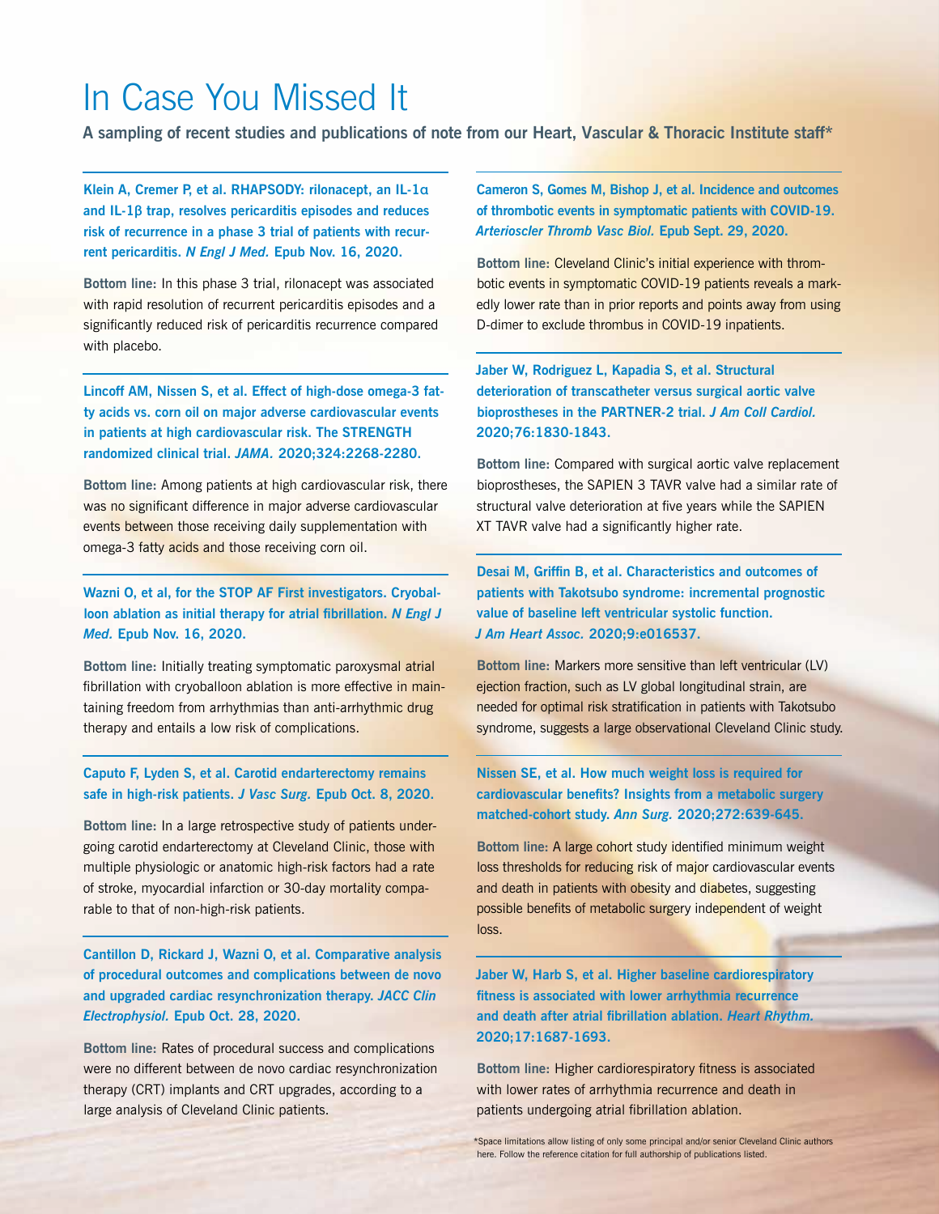# In Case You Missed It

**A sampling of recent studies and publications of note from our Heart, Vascular & Thoracic Institute staff***

**Klein A, Cremer P, et al. RHAPSODY: rilonacept, an IL-1α and IL-1β trap, resolves pericarditis episodes and reduces risk of recurrence in a phase 3 trial of patients with recurrent pericarditis. *N Engl J Med.* Epub Nov. 16, 2020.**

**Bottom line:** In this phase 3 trial, rilonacept was associated with rapid resolution of recurrent pericarditis episodes and a significantly reduced risk of pericarditis recurrence compared with placebo.

**Lincoff AM, Nissen S, et al. Effect of high-dose omega-3 fatty acids vs. corn oil on major adverse cardiovascular events in patients at high cardiovascular risk. The STRENGTH randomized clinical trial. *JAMA.* 2020;324:2268-2280.**

**Bottom line:** Among patients at high cardiovascular risk, there was no significant difference in major adverse cardiovascular events between those receiving daily supplementation with omega-3 fatty acids and those receiving corn oil.

**Wazni O, et al, for the STOP AF First investigators. Cryoballoon ablation as initial therapy for atrial fibrillation. *N Engl J Med.* Epub Nov. 16, 2020.**

**Bottom line:** Initially treating symptomatic paroxysmal atrial fibrillation with cryoballoon ablation is more effective in maintaining freedom from arrhythmias than anti-arrhythmic drug therapy and entails a low risk of complications.

**Caputo F, Lyden S, et al. Carotid endarterectomy remains safe in high-risk patients. *J Vasc Surg.* Epub Oct. 8, 2020.**

**Bottom line:** In a large retrospective study of patients undergoing carotid endarterectomy at Cleveland Clinic, those with multiple physiologic or anatomic high-risk factors had a rate of stroke, myocardial infarction or 30-day mortality comparable to that of non-high-risk patients.

**Cantillon D, Rickard J, Wazni O, et al. Comparative analysis of procedural outcomes and complications between de novo and upgraded cardiac resynchronization therapy. *JACC Clin Electrophysiol.* Epub Oct. 28, 2020.**

**Bottom line:** Rates of procedural success and complications were no different between de novo cardiac resynchronization therapy (CRT) implants and CRT upgrades, according to a large analysis of Cleveland Clinic patients.

**Cameron S, Gomes M, Bishop J, et al. Incidence and outcomes of thrombotic events in symptomatic patients with COVID-19. *Arterioscler Thromb Vasc Biol.* Epub Sept. 29, 2020.**

**Bottom line:** Cleveland Clinic's initial experience with thrombotic events in symptomatic COVID-19 patients reveals a markedly lower rate than in prior reports and points away from using D-dimer to exclude thrombus in COVID-19 inpatients.

**Jaber W, Rodriguez L, Kapadia S, et al. Structural deterioration of transcatheter versus surgical aortic valve bioprostheses in the PARTNER-2 trial. *J Am Coll Cardiol.* 2020;76:1830-1843.**

**Bottom line:** Compared with surgical aortic valve replacement bioprostheses, the SAPIEN 3 TAVR valve had a similar rate of structural valve deterioration at five years while the SAPIEN XT TAVR valve had a significantly higher rate.

**Desai M, Griffin B, et al. Characteristics and outcomes of patients with Takotsubo syndrome: incremental prognostic value of baseline left ventricular systolic function. *J Am Heart Assoc.* 2020;9:e016537.**

**Bottom line:** Markers more sensitive than left ventricular (LV) ejection fraction, such as LV global longitudinal strain, are needed for optimal risk stratification in patients with Takotsubo syndrome, suggests a large observational Cleveland Clinic study.

**Nissen SE, et al. How much weight loss is required for cardiovascular benefits? Insights from a metabolic surgery matched-cohort study. *Ann Surg.* 2020;272:639-645.**

**Bottom line:** A large cohort study identified minimum weight loss thresholds for reducing risk of major cardiovascular events and death in patients with obesity and diabetes, suggesting possible benefits of metabolic surgery independent of weight loss.

**Jaber W, Harb S, et al. Higher baseline cardiorespiratory fitness is associated with lower arrhythmia recurrence and death after atrial fibrillation ablation. *Heart Rhythm.* 2020;17:1687-1693.**

**Bottom line:** Higher cardiorespiratory fitness is associated with lower rates of arrhythmia recurrence and death in patients undergoing atrial fibrillation ablation.

*Space limitations allow listing of only some principal and/or senior Cleveland Clinic authors here. Follow the reference citation for full authorship of publications listed.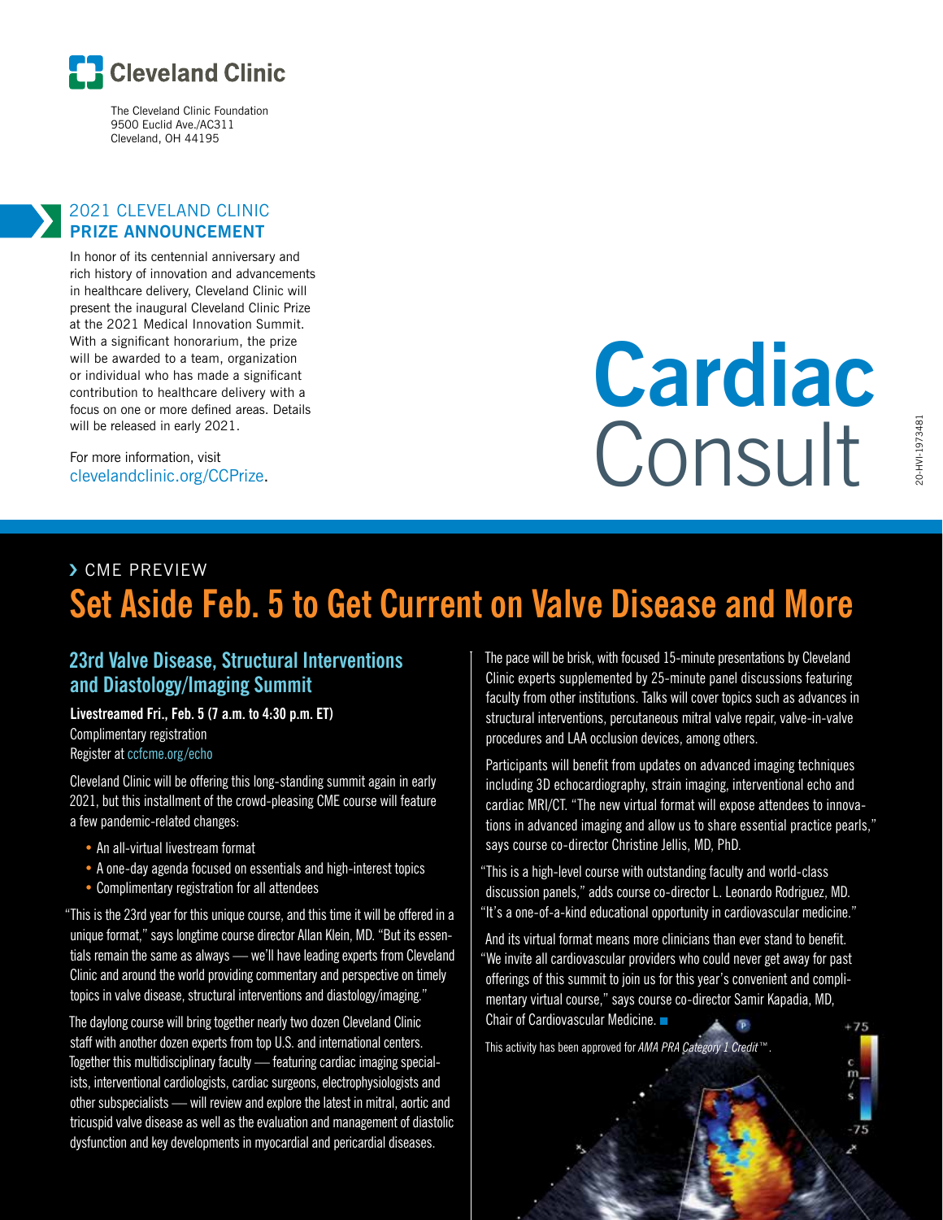Cleveland Clinic

The Cleveland Clinic Foundation
9500 Euclid Ave./AC311
Cleveland, OH 44195

## 2021 CLEVELAND CLINIC PRIZE ANNOUNCEMENT

In honor of its centennial anniversary and rich history of innovation and advancements in healthcare delivery, Cleveland Clinic will present the inaugural Cleveland Clinic Prize at the 2021 Medical Innovation Summit. With a significant honorarium, the prize will be awarded to a team, organization or individual who has made a significant contribution to healthcare delivery with a focus on one or more defined areas. Details will be released in early 2021.

For more information, visit clevelandclinic.org/CCPrize.

# Cardiac Consult

20-HVI-1973481

› CME PREVIEW

## Set Aside Feb. 5 to Get Current on Valve Disease and More

### 23rd Valve Disease, Structural Interventions and Diastology/Imaging Summit

**Livestreamed Fri., Feb. 5 (7 a.m. to 4:30 p.m. ET)**
Complimentary registration
Register at ccfcme.org/echo

Cleveland Clinic will be offering this long-standing summit again in early 2021, but this installment of the crowd-pleasing CME course will feature a few pandemic-related changes:

- An all-virtual livestream format
- A one-day agenda focused on essentials and high-interest topics
- Complimentary registration for all attendees

"This is the 23rd year for this unique course, and this time it will be offered in a unique format," says longtime course director Allan Klein, MD. "But its essentials remain the same as always — we'll have leading experts from Cleveland Clinic and around the world providing commentary and perspective on timely topics in valve disease, structural interventions and diastology/imaging."

The daylong course will bring together nearly two dozen Cleveland Clinic staff with another dozen experts from top U.S. and international centers. Together this multidisciplinary faculty — featuring cardiac imaging specialists, interventional cardiologists, cardiac surgeons, electrophysiologists and other subspecialists — will review and explore the latest in mitral, aortic and tricuspid valve disease as well as the evaluation and management of diastolic dysfunction and key developments in myocardial and pericardial diseases.

The pace will be brisk, with focused 15-minute presentations by Cleveland Clinic experts supplemented by 25-minute panel discussions featuring faculty from other institutions. Talks will cover topics such as advances in structural interventions, percutaneous mitral valve repair, valve-in-valve procedures and LAA occlusion devices, among others.

Participants will benefit from updates on advanced imaging techniques including 3D echocardiography, strain imaging, interventional echo and cardiac MRI/CT. "The new virtual format will expose attendees to innovations in advanced imaging and allow us to share essential practice pearls," says course co-director Christine Jellis, MD, PhD.

"This is a high-level course with outstanding faculty and world-class discussion panels," adds course co-director L. Leonardo Rodriguez, MD. "It's a one-of-a-kind educational opportunity in cardiovascular medicine."

And its virtual format means more clinicians than ever stand to benefit. "We invite all cardiovascular providers who could never get away for past offerings of this summit to join us for this year's convenient and complimentary virtual course," says course co-director Samir Kapadia, MD, Chair of Cardiovascular Medicine. ■

This activity has been approved for *AMA PRA Category 1 Credit*™.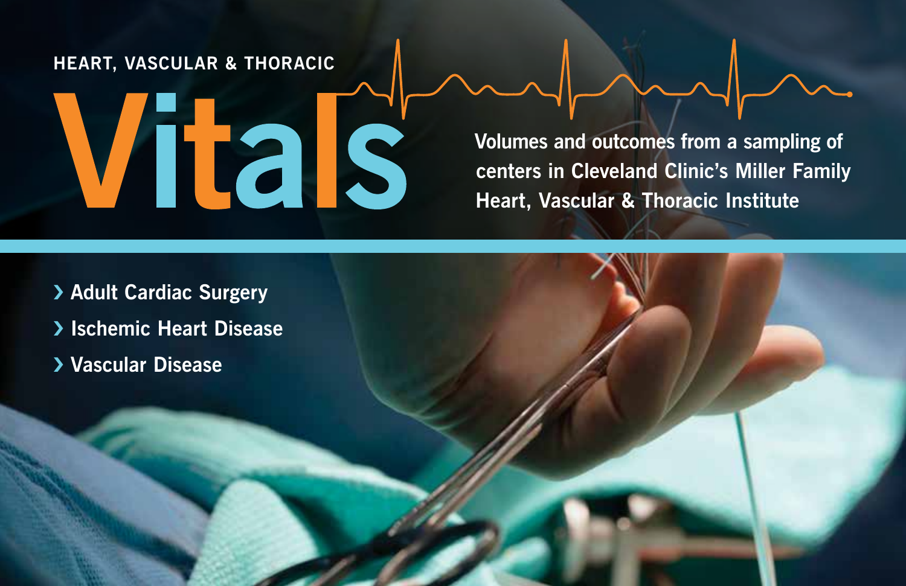HEART, VASCULAR & THORACIC

# Vitals

Volumes and outcomes from a sampling of centers in Cleveland Clinic's Miller Family Heart, Vascular & Thoracic Institute

- Adult Cardiac Surgery
- Ischemic Heart Disease
- Vascular Disease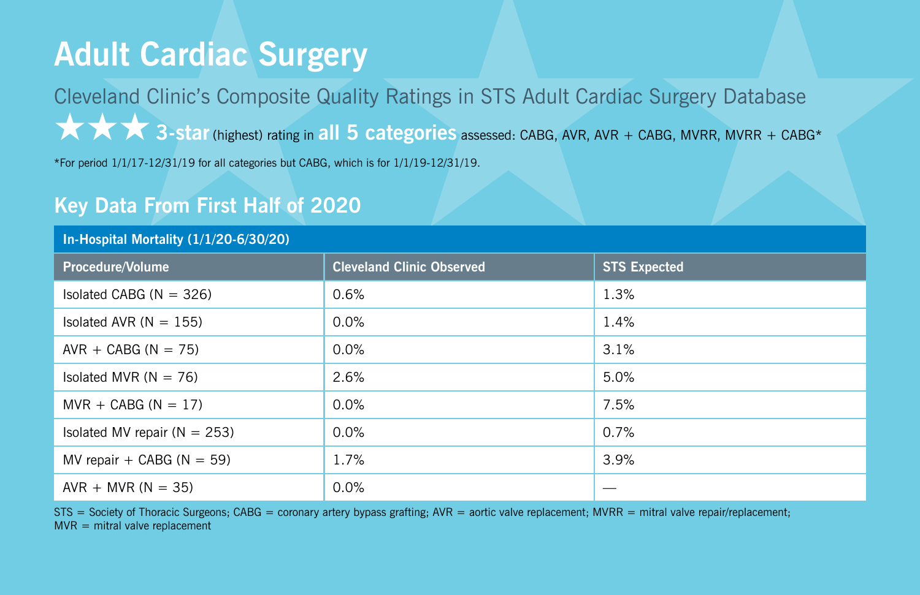# Adult Cardiac Surgery

## Cleveland Clinic's Composite Quality Ratings in STS Adult Cardiac Surgery Database

★★★ **3-star** (highest) rating in **all 5 categories** assessed: CABG, AVR, AVR + CABG, MVRR, MVRR + CABG*

*For period 1/1/17-12/31/19 for all categories but CABG, which is for 1/1/19-12/31/19.

## Key Data From First Half of 2020

| In-Hospital Mortality (1/1/20-6/30/20) | | |
|---|---|---|
| **Procedure/Volume** | **Cleveland Clinic Observed** | **STS Expected** |
| Isolated CABG (N = 326) | 0.6% | 1.3% |
| Isolated AVR (N = 155) | 0.0% | 1.4% |
| AVR + CABG (N = 75) | 0.0% | 3.1% |
| Isolated MVR (N = 76) | 2.6% | 5.0% |
| MVR + CABG (N = 17) | 0.0% | 7.5% |
| Isolated MV repair (N = 253) | 0.0% | 0.7% |
| MV repair + CABG (N = 59) | 1.7% | 3.9% |
| AVR + MVR (N = 35) | 0.0% | — |

STS = Society of Thoracic Surgeons; CABG = coronary artery bypass grafting; AVR = aortic valve replacement; MVRR = mitral valve repair/replacement; MVR = mitral valve replacement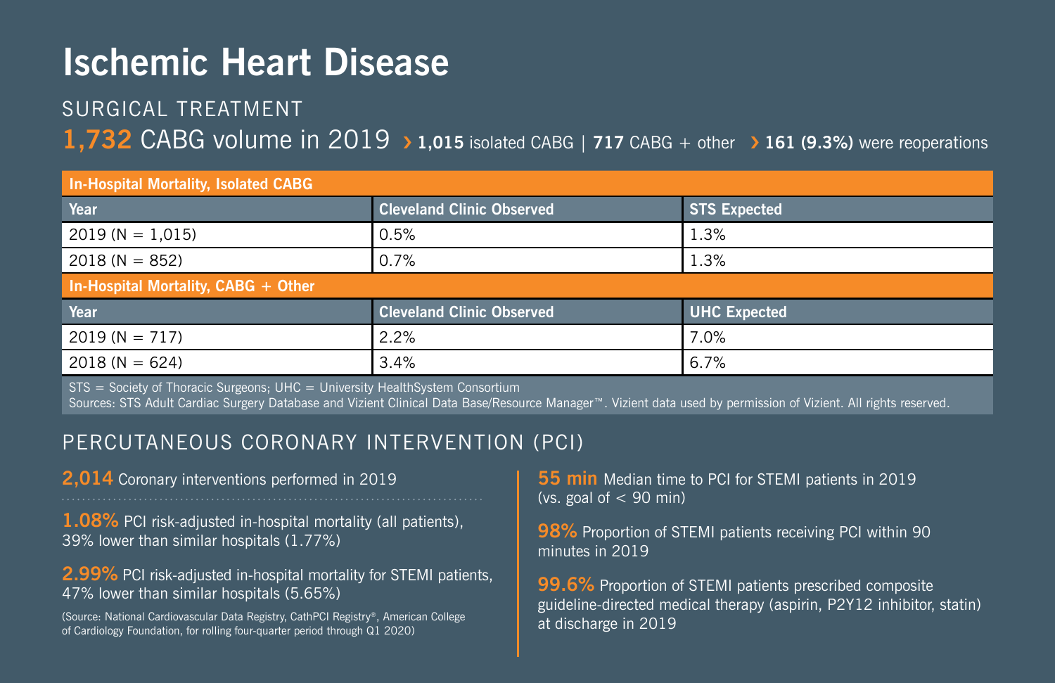# Ischemic Heart Disease

## SURGICAL TREATMENT

**1,732** CABG volume in 2019 › **1,015** isolated CABG | **717** CABG + other › **161 (9.3%)** were reoperations

| **In-Hospital Mortality, Isolated CABG** | | |
|---|---|---|
| **Year** | **Cleveland Clinic Observed** | **STS Expected** |
| 2019 (N = 1,015) | 0.5% | 1.3% |
| 2018 (N = 852) | 0.7% | 1.3% |
| **In-Hospital Mortality, CABG + Other** | | |
| **Year** | **Cleveland Clinic Observed** | **UHC Expected** |
| 2019 (N = 717) | 2.2% | 7.0% |
| 2018 (N = 624) | 3.4% | 6.7% |

STS = Society of Thoracic Surgeons; UHC = University HealthSystem Consortium
Sources: STS Adult Cardiac Surgery Database and Vizient Clinical Data Base/Resource Manager™. Vizient data used by permission of Vizient. All rights reserved.

## PERCUTANEOUS CORONARY INTERVENTION (PCI)

**2,014** Coronary interventions performed in 2019

**1.08%** PCI risk-adjusted in-hospital mortality (all patients), 39% lower than similar hospitals (1.77%)

**2.99%** PCI risk-adjusted in-hospital mortality for STEMI patients, 47% lower than similar hospitals (5.65%)

(Source: National Cardiovascular Data Registry, CathPCI Registry®, American College of Cardiology Foundation, for rolling four-quarter period through Q1 2020)

**55 min** Median time to PCI for STEMI patients in 2019 (vs. goal of < 90 min)

**98%** Proportion of STEMI patients receiving PCI within 90 minutes in 2019

**99.6%** Proportion of STEMI patients prescribed composite guideline-directed medical therapy (aspirin, P2Y12 inhibitor, statin) at discharge in 2019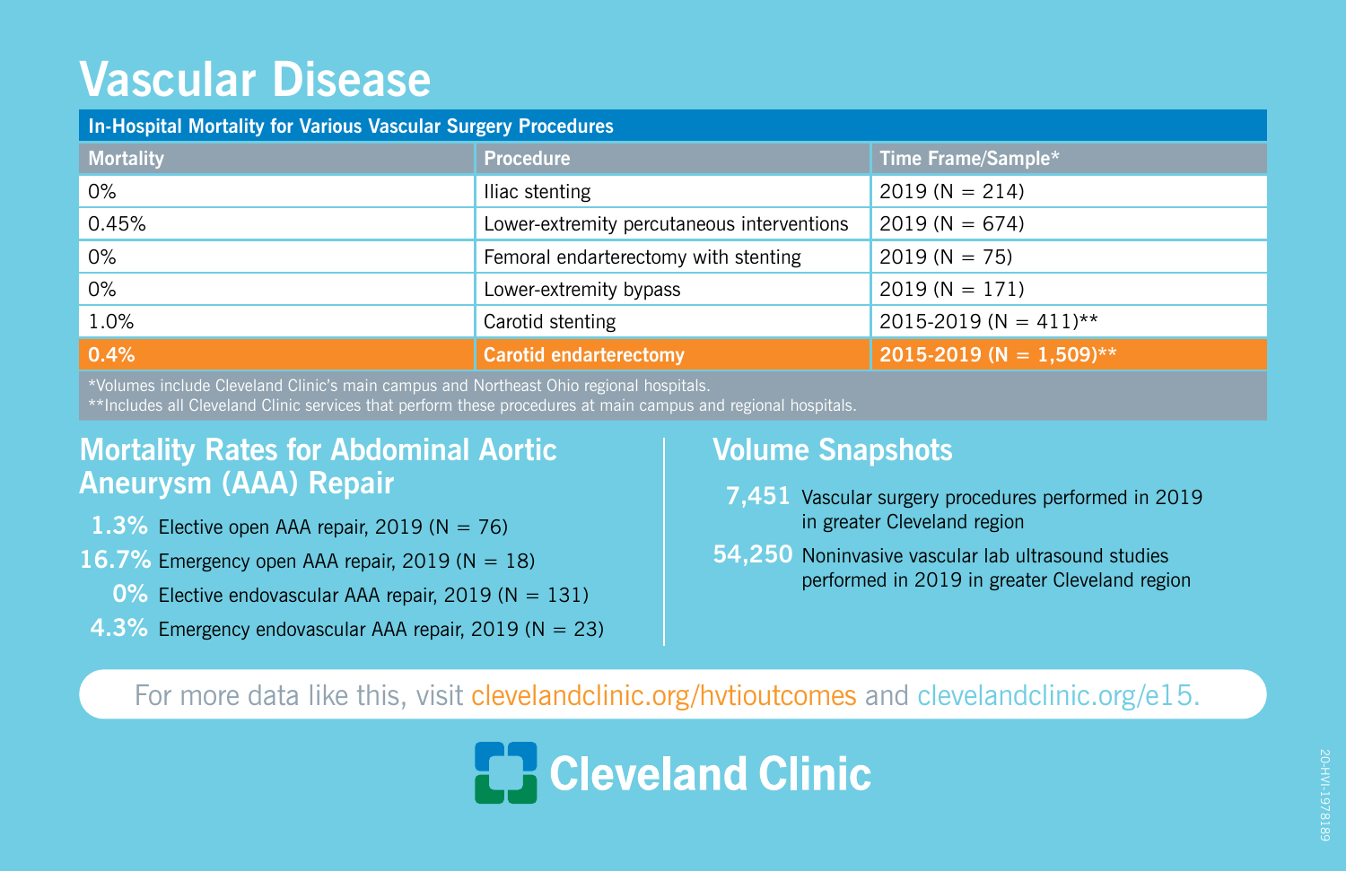# Vascular Disease

**In-Hospital Mortality for Various Vascular Surgery Procedures**

| Mortality | Procedure | Time Frame/Sample* |
|---|---|---|
| 0% | Iliac stenting | 2019 (N = 214) |
| 0.45% | Lower-extremity percutaneous interventions | 2019 (N = 674) |
| 0% | Femoral endarterectomy with stenting | 2019 (N = 75) |
| 0% | Lower-extremity bypass | 2019 (N = 171) |
| 1.0% | Carotid stenting | 2015-2019 (N = 411)** |
| **0.4%** | **Carotid endarterectomy** | **2015-2019 (N = 1,509)**** |

*Volumes include Cleveland Clinic's main campus and Northeast Ohio regional hospitals.
**Includes all Cleveland Clinic services that perform these procedures at main campus and regional hospitals.

## Mortality Rates for Abdominal Aortic Aneurysm (AAA) Repair

**1.3%** Elective open AAA repair, 2019 (N = 76)

**16.7%** Emergency open AAA repair, 2019 (N = 18)

**0%** Elective endovascular AAA repair, 2019 (N = 131)

**4.3%** Emergency endovascular AAA repair, 2019 (N = 23)

## Volume Snapshots

**7,451** Vascular surgery procedures performed in 2019 in greater Cleveland region

**54,250** Noninvasive vascular lab ultrasound studies performed in 2019 in greater Cleveland region

For more data like this, visit clevelandclinic.org/hvtioutcomes and clevelandclinic.org/e15.

Cleveland Clinic

20-HVI-1978189